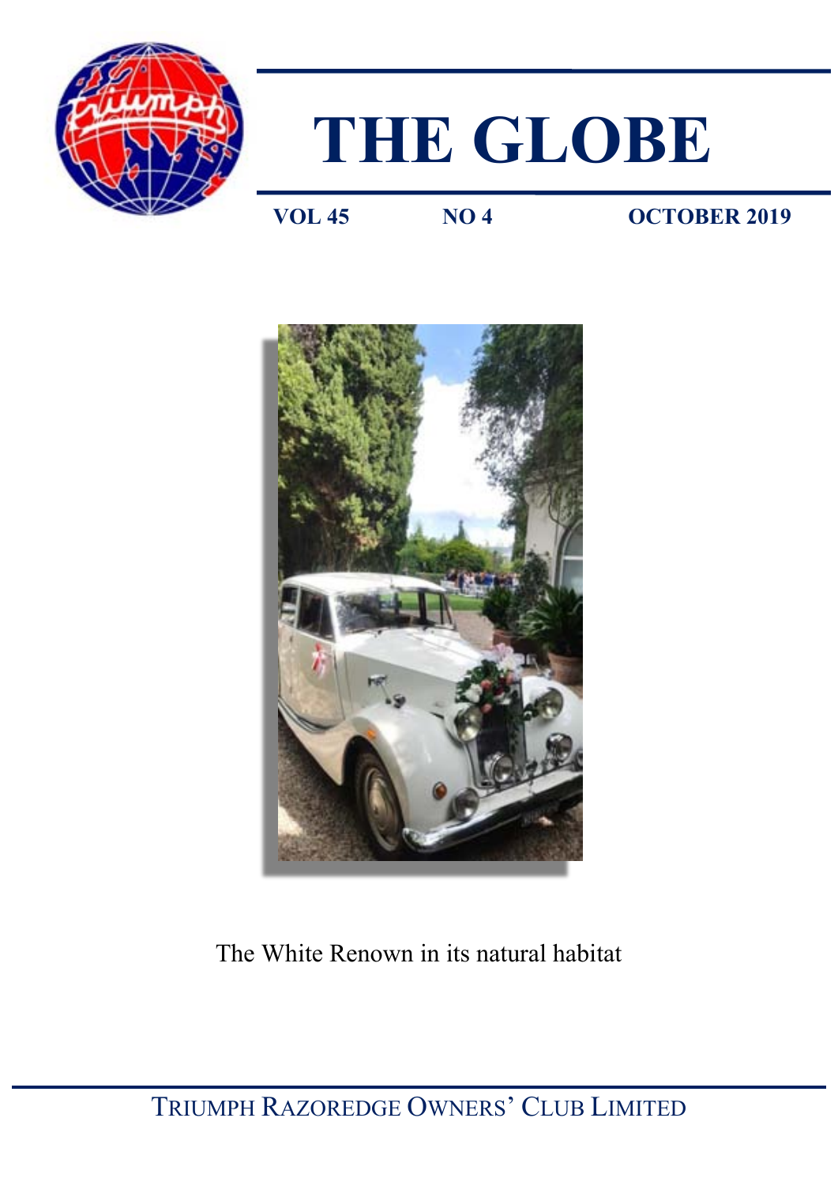# THE GLOBE

**VOL 45** **NO 4** **OCTOBER 2019**

The White Renown in its natural habitat

TRIUMPH RAZOREDGE OWNERS' CLUB LIMITED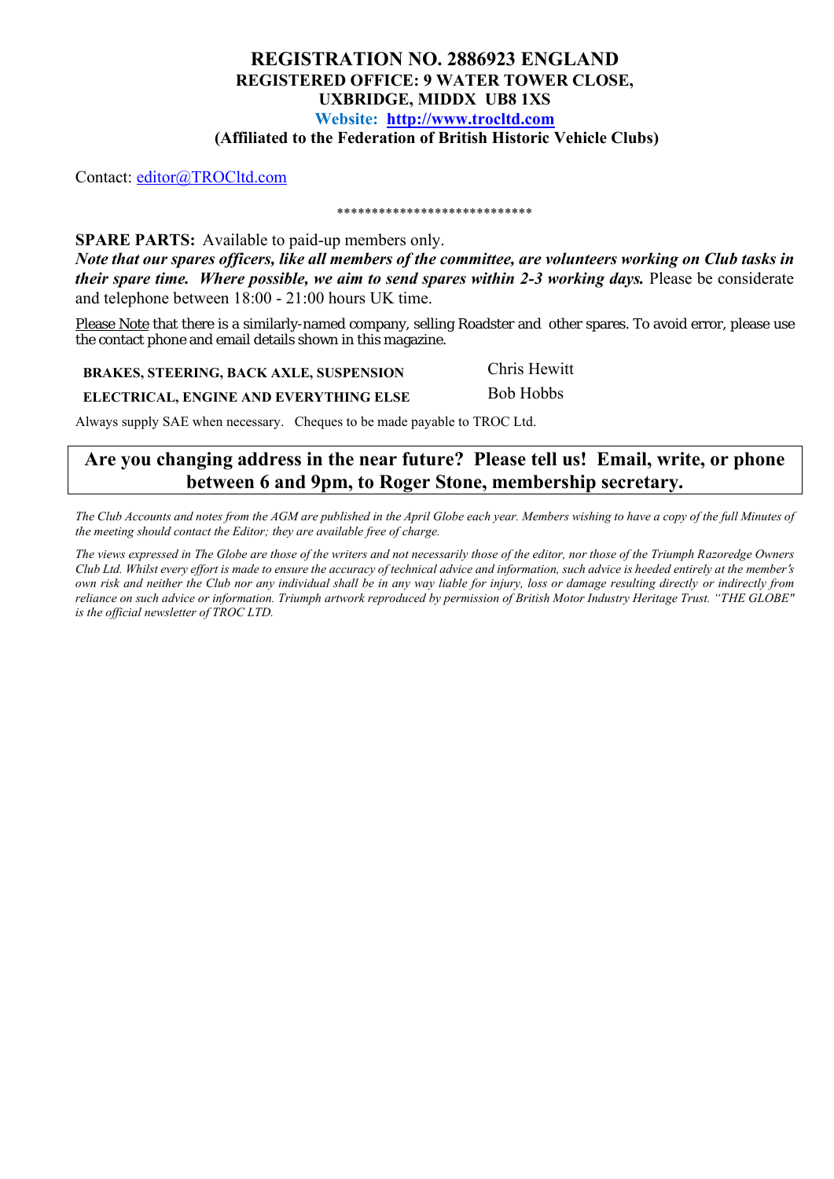**REGISTRATION NO. 2886923 ENGLAND**
**REGISTERED OFFICE: 9 WATER TOWER CLOSE, UXBRIDGE, MIDDX UB8 1XS**
**Website: [http://www.trocltd.com](http://www.trocltd.com)**
**(Affiliated to the Federation of British Historic Vehicle Clubs)**

Contact: [editor@TROCltd.com](mailto:editor@TROCltd.com)

****************************

**SPARE PARTS:** Available to paid-up members only.
***Note that our spares officers, like all members of the committee, are volunteers working on Club tasks in their spare time. Where possible, we aim to send spares within 2-3 working days.*** Please be considerate and telephone between 18:00 - 21:00 hours UK time.

Please Note that there is a similarly-named company, selling Roadster and other spares. To avoid error, please use the contact phone and email details shown in this magazine.

| | |
|---|---|
| **BRAKES, STEERING, BACK AXLE, SUSPENSION** | Chris Hewitt |
| **ELECTRICAL, ENGINE AND EVERYTHING ELSE** | Bob Hobbs |

Always supply SAE when necessary. Cheques to be made payable to TROC Ltd.

**Are you changing address in the near future? Please tell us! Email, write, or phone between 6 and 9pm, to Roger Stone, membership secretary.**

*The Club Accounts and notes from the AGM are published in the April Globe each year. Members wishing to have a copy of the full Minutes of the meeting should contact the Editor; they are available free of charge.*

*The views expressed in The Globe are those of the writers and not necessarily those of the editor, nor those of the Triumph Razoredge Owners Club Ltd. Whilst every effort is made to ensure the accuracy of technical advice and information, such advice is heeded entirely at the member's own risk and neither the Club nor any individual shall be in any way liable for injury, loss or damage resulting directly or indirectly from reliance on such advice or information. Triumph artwork reproduced by permission of British Motor Industry Heritage Trust. "THE GLOBE" is the official newsletter of TROC LTD.*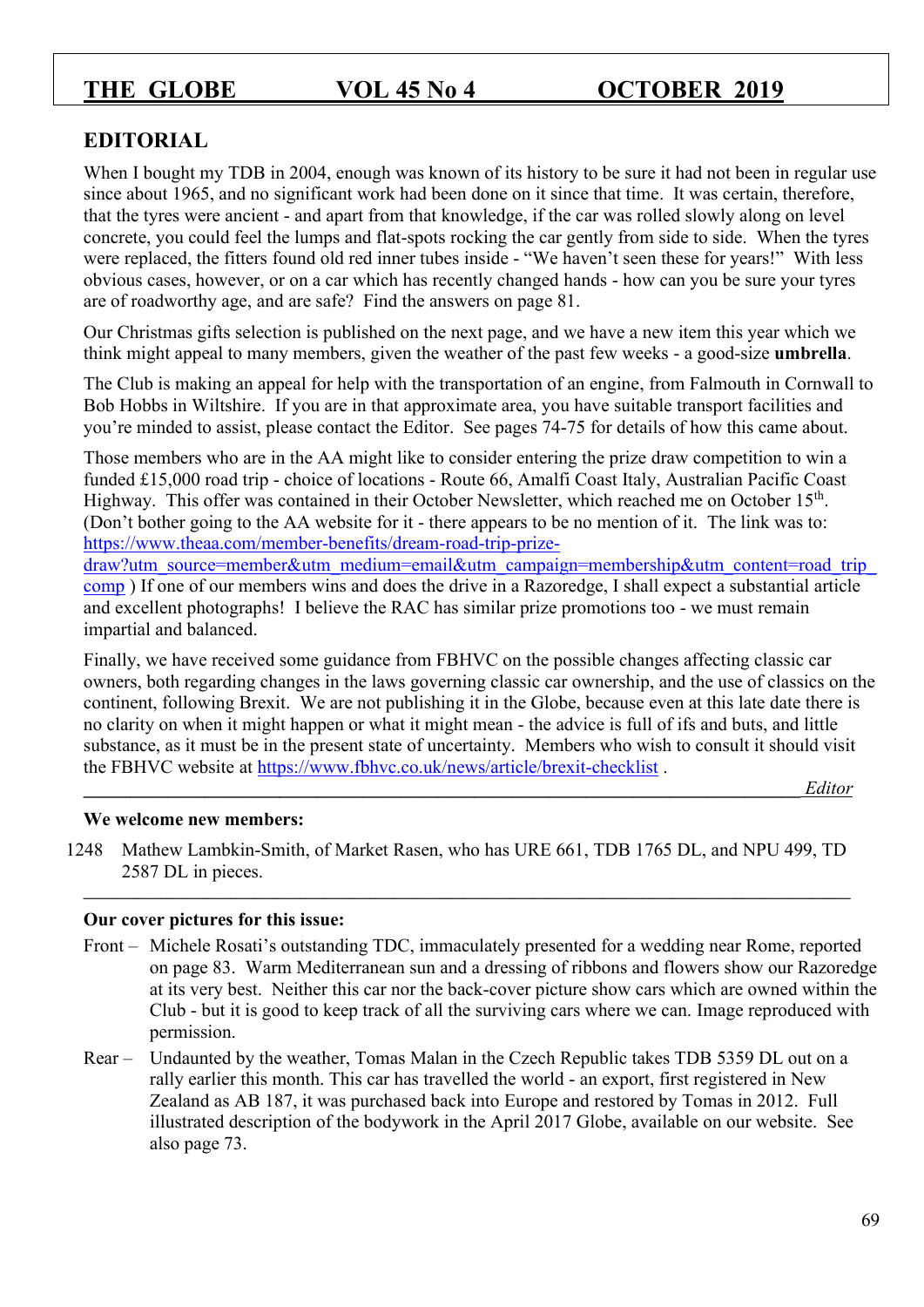## EDITORIAL

When I bought my TDB in 2004, enough was known of its history to be sure it had not been in regular use since about 1965, and no significant work had been done on it since that time. It was certain, therefore, that the tyres were ancient - and apart from that knowledge, if the car was rolled slowly along on level concrete, you could feel the lumps and flat-spots rocking the car gently from side to side. When the tyres were replaced, the fitters found old red inner tubes inside - "We haven't seen these for years!" With less obvious cases, however, or on a car which has recently changed hands - how can you be sure your tyres are of roadworthy age, and are safe? Find the answers on page 81.

Our Christmas gifts selection is published on the next page, and we have a new item this year which we think might appeal to many members, given the weather of the past few weeks - a good-size **umbrella**.

The Club is making an appeal for help with the transportation of an engine, from Falmouth in Cornwall to Bob Hobbs in Wiltshire. If you are in that approximate area, you have suitable transport facilities and you're minded to assist, please contact the Editor. See pages 74-75 for details of how this came about.

Those members who are in the AA might like to consider entering the prize draw competition to win a funded £15,000 road trip - choice of locations - Route 66, Amalfi Coast Italy, Australian Pacific Coast Highway. This offer was contained in their October Newsletter, which reached me on October 15th. (Don't bother going to the AA website for it - there appears to be no mention of it. The link was to: https://www.theaa.com/member-benefits/dream-road-trip-prize-draw?utm_source=member&utm_medium=email&utm_campaign=membership&utm_content=road_trip_comp ) If one of our members wins and does the drive in a Razoredge, I shall expect a substantial article and excellent photographs! I believe the RAC has similar prize promotions too - we must remain impartial and balanced.

Finally, we have received some guidance from FBHVC on the possible changes affecting classic car owners, both regarding changes in the laws governing classic car ownership, and the use of classics on the continent, following Brexit. We are not publishing it in the Globe, because even at this late date there is no clarity on when it might happen or what it might mean - the advice is full of ifs and buts, and little substance, as it must be in the present state of uncertainty. Members who wish to consult it should visit the FBHVC website at https://www.fbhvc.co.uk/news/article/brexit-checklist .

*Editor*

---

**We welcome new members:**

1248 Mathew Lambkin-Smith, of Market Rasen, who has URE 661, TDB 1765 DL, and NPU 499, TD 2587 DL in pieces.

---

**Our cover pictures for this issue:**

Front – Michele Rosati's outstanding TDC, immaculately presented for a wedding near Rome, reported on page 83. Warm Mediterranean sun and a dressing of ribbons and flowers show our Razoredge at its very best. Neither this car nor the back-cover picture show cars which are owned within the Club - but it is good to keep track of all the surviving cars where we can. Image reproduced with permission.

Rear – Undaunted by the weather, Tomas Malan in the Czech Republic takes TDB 5359 DL out on a rally earlier this month. This car has travelled the world - an export, first registered in New Zealand as AB 187, it was purchased back into Europe and restored by Tomas in 2012. Full illustrated description of the bodywork in the April 2017 Globe, available on our website. See also page 73.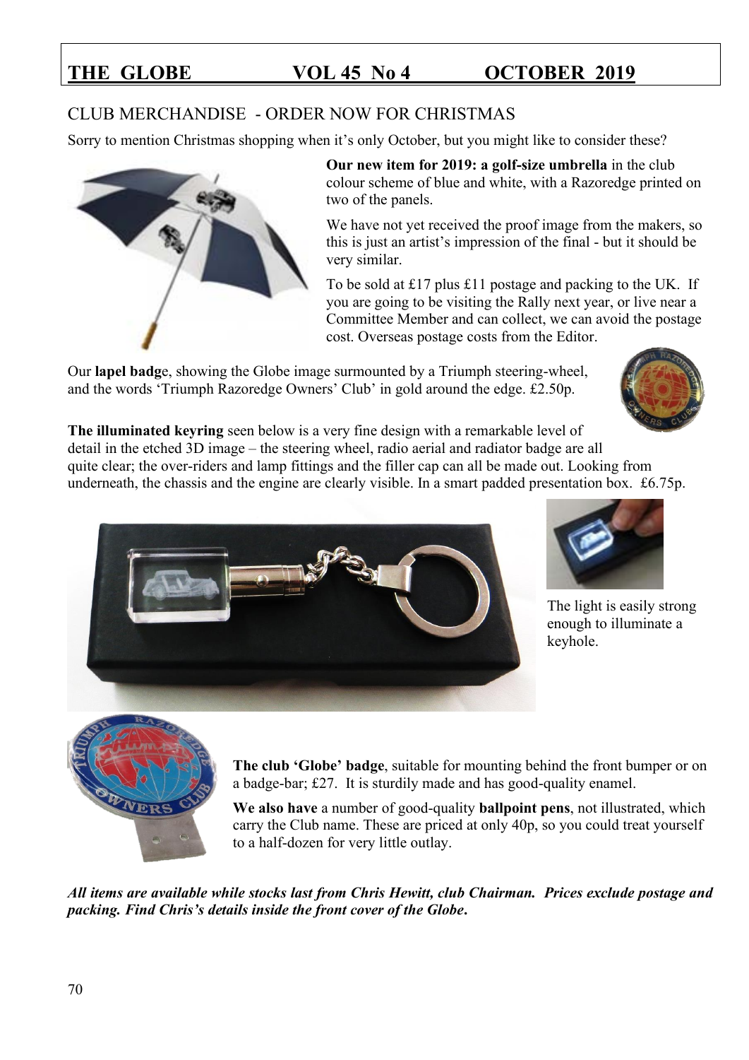## CLUB MERCHANDISE - ORDER NOW FOR CHRISTMAS

Sorry to mention Christmas shopping when it's only October, but you might like to consider these?

**Our new item for 2019: a golf-size umbrella** in the club colour scheme of blue and white, with a Razoredge printed on two of the panels.

We have not yet received the proof image from the makers, so this is just an artist's impression of the final - but it should be very similar.

To be sold at £17 plus £11 postage and packing to the UK. If you are going to be visiting the Rally next year, or live near a Committee Member and can collect, we can avoid the postage cost. Overseas postage costs from the Editor.

Our **lapel badg**e, showing the Globe image surmounted by a Triumph steering-wheel, and the words 'Triumph Razoredge Owners' Club' in gold around the edge. £2.50p.

**The illuminated keyring** seen below is a very fine design with a remarkable level of detail in the etched 3D image – the steering wheel, radio aerial and radiator badge are all quite clear; the over-riders and lamp fittings and the filler cap can all be made out. Looking from underneath, the chassis and the engine are clearly visible. In a smart padded presentation box. £6.75p.

The light is easily strong enough to illuminate a keyhole.

**The club 'Globe' badge**, suitable for mounting behind the front bumper or on a badge-bar; £27. It is sturdily made and has good-quality enamel.

**We also have** a number of good-quality **ballpoint pens**, not illustrated, which carry the Club name. These are priced at only 40p, so you could treat yourself to a half-dozen for very little outlay.

***All items are available while stocks last from Chris Hewitt, club Chairman. Prices exclude postage and packing. Find Chris's details inside the front cover of the Globe.***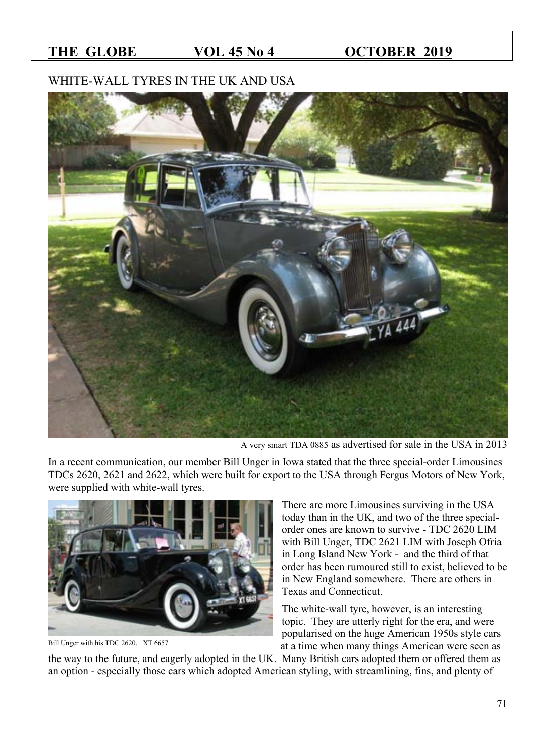## WHITE-WALL TYRES IN THE UK AND USA

A very smart TDA 0885 as advertised for sale in the USA in 2013

In a recent communication, our member Bill Unger in Iowa stated that the three special-order Limousines TDCs 2620, 2621 and 2622, which were built for export to the USA through Fergus Motors of New York, were supplied with white-wall tyres.

Bill Unger with his TDC 2620, XT 6657

There are more Limousines surviving in the USA today than in the UK, and two of the three special-order ones are known to survive - TDC 2620 LIM with Bill Unger, TDC 2621 LIM with Joseph Ofria in Long Island New York - and the third of that order has been rumoured still to exist, believed to be in New England somewhere. There are others in Texas and Connecticut.

The white-wall tyre, however, is an interesting topic. They are utterly right for the era, and were popularised on the huge American 1950s style cars at a time when many things American were seen as the way to the future, and eagerly adopted in the UK. Many British cars adopted them or offered them as an option - especially those cars which adopted American styling, with streamlining, fins, and plenty of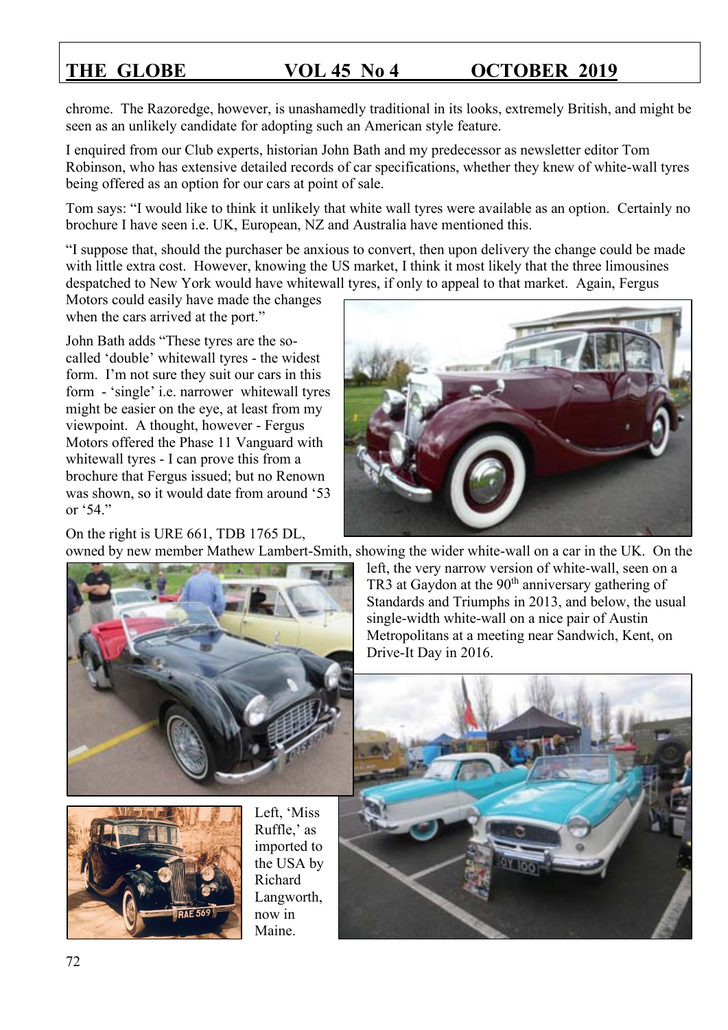chrome. The Razoredge, however, is unashamedly traditional in its looks, extremely British, and might be seen as an unlikely candidate for adopting such an American style feature.

I enquired from our Club experts, historian John Bath and my predecessor as newsletter editor Tom Robinson, who has extensive detailed records of car specifications, whether they knew of white-wall tyres being offered as an option for our cars at point of sale.

Tom says: "I would like to think it unlikely that white wall tyres were available as an option. Certainly no brochure I have seen i.e. UK, European, NZ and Australia have mentioned this.

"I suppose that, should the purchaser be anxious to convert, then upon delivery the change could be made with little extra cost. However, knowing the US market, I think it most likely that the three limousines despatched to New York would have whitewall tyres, if only to appeal to that market. Again, Fergus Motors could easily have made the changes when the cars arrived at the port."

John Bath adds "These tyres are the so-called 'double' whitewall tyres - the widest form. I'm not sure they suit our cars in this form - 'single' i.e. narrower whitewall tyres might be easier on the eye, at least from my viewpoint. A thought, however - Fergus Motors offered the Phase 11 Vanguard with whitewall tyres - I can prove this from a brochure that Fergus issued; but no Renown was shown, so it would date from around '53 or '54."

On the right is URE 661, TDB 1765 DL, owned by new member Mathew Lambert-Smith, showing the wider white-wall on a car in the UK. On the left, the very narrow version of white-wall, seen on a TR3 at Gaydon at the 90th anniversary gathering of Standards and Triumphs in 2013, and below, the usual single-width white-wall on a nice pair of Austin Metropolitans at a meeting near Sandwich, Kent, on Drive-It Day in 2016.

Left, 'Miss Ruffle,' as imported to the USA by Richard Langworth, now in Maine.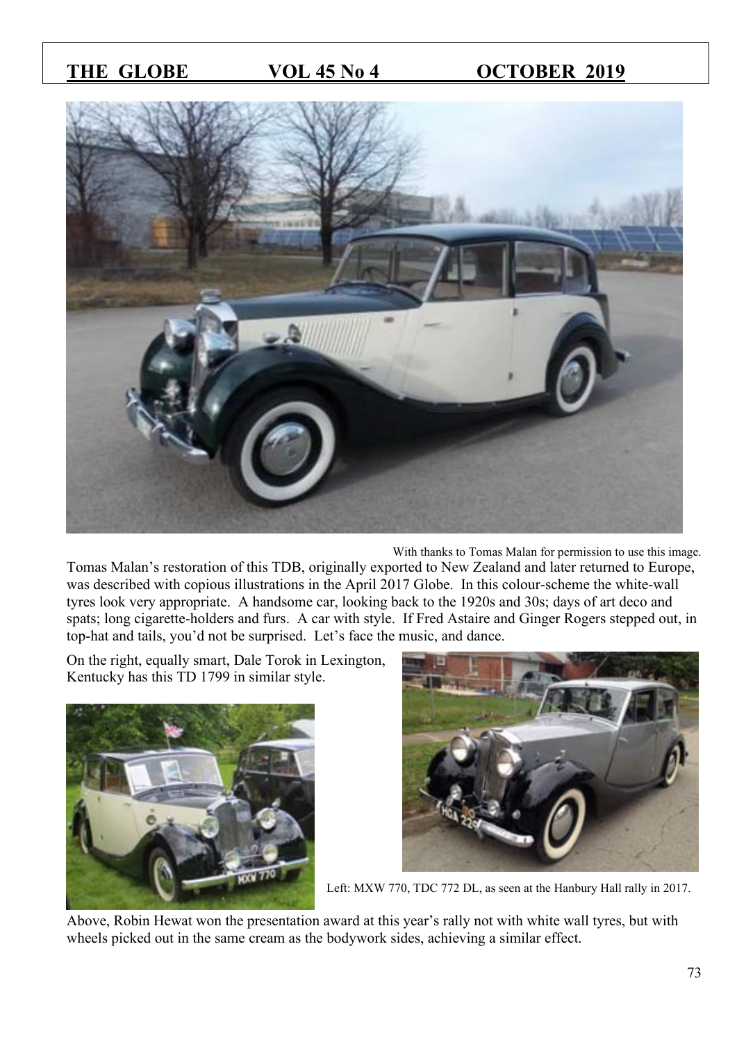With thanks to Tomas Malan for permission to use this image.

Tomas Malan's restoration of this TDB, originally exported to New Zealand and later returned to Europe, was described with copious illustrations in the April 2017 Globe. In this colour-scheme the white-wall tyres look very appropriate. A handsome car, looking back to the 1920s and 30s; days of art deco and spats; long cigarette-holders and furs. A car with style. If Fred Astaire and Ginger Rogers stepped out, in top-hat and tails, you'd not be surprised. Let's face the music, and dance.

On the right, equally smart, Dale Torok in Lexington, Kentucky has this TD 1799 in similar style.

Left: MXW 770, TDC 772 DL, as seen at the Hanbury Hall rally in 2017.

Above, Robin Hewat won the presentation award at this year's rally not with white wall tyres, but with wheels picked out in the same cream as the bodywork sides, achieving a similar effect.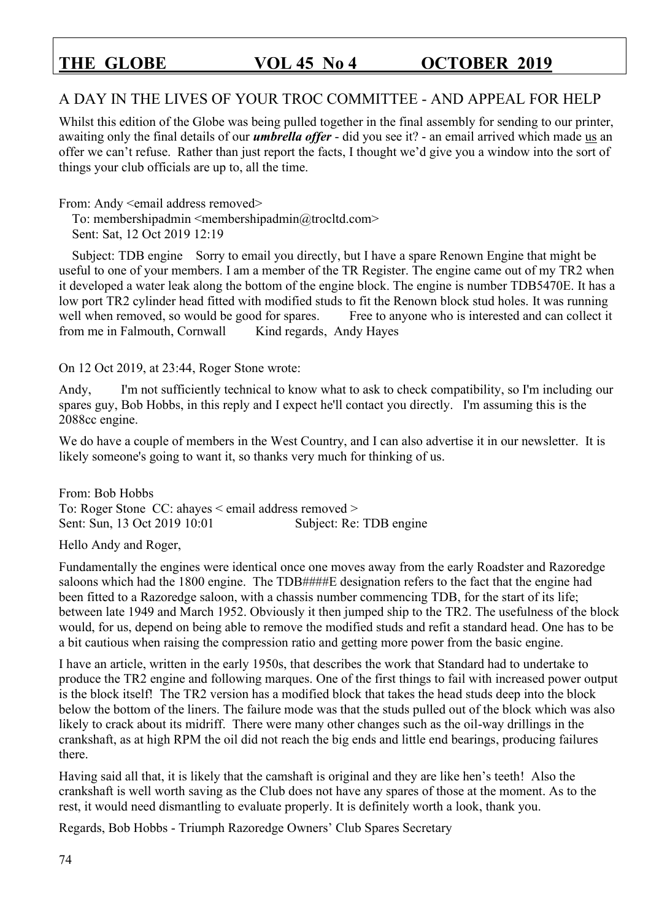## A DAY IN THE LIVES OF YOUR TROC COMMITTEE - AND APPEAL FOR HELP

Whilst this edition of the Globe was being pulled together in the final assembly for sending to our printer, awaiting only the final details of our ***umbrella offer*** - did you see it? - an email arrived which made us an offer we can't refuse. Rather than just report the facts, I thought we'd give you a window into the sort of things your club officials are up to, all the time.

From: Andy <email address removed>
To: membershipadmin <membershipadmin@trocltd.com>
Sent: Sat, 12 Oct 2019 12:19

Subject: TDB engine Sorry to email you directly, but I have a spare Renown Engine that might be useful to one of your members. I am a member of the TR Register. The engine came out of my TR2 when it developed a water leak along the bottom of the engine block. The engine is number TDB5470E. It has a low port TR2 cylinder head fitted with modified studs to fit the Renown block stud holes. It was running well when removed, so would be good for spares. Free to anyone who is interested and can collect it from me in Falmouth, Cornwall Kind regards, Andy Hayes

On 12 Oct 2019, at 23:44, Roger Stone wrote:

Andy, I'm not sufficiently technical to know what to ask to check compatibility, so I'm including our spares guy, Bob Hobbs, in this reply and I expect he'll contact you directly. I'm assuming this is the 2088cc engine.

We do have a couple of members in the West Country, and I can also advertise it in our newsletter. It is likely someone's going to want it, so thanks very much for thinking of us.

From: Bob Hobbs
To: Roger Stone CC: ahayes < email address removed >
Sent: Sun, 13 Oct 2019 10:01 Subject: Re: TDB engine

Hello Andy and Roger,

Fundamentally the engines were identical once one moves away from the early Roadster and Razoredge saloons which had the 1800 engine. The TDB####E designation refers to the fact that the engine had been fitted to a Razoredge saloon, with a chassis number commencing TDB, for the start of its life; between late 1949 and March 1952. Obviously it then jumped ship to the TR2. The usefulness of the block would, for us, depend on being able to remove the modified studs and refit a standard head. One has to be a bit cautious when raising the compression ratio and getting more power from the basic engine.

I have an article, written in the early 1950s, that describes the work that Standard had to undertake to produce the TR2 engine and following marques. One of the first things to fail with increased power output is the block itself! The TR2 version has a modified block that takes the head studs deep into the block below the bottom of the liners. The failure mode was that the studs pulled out of the block which was also likely to crack about its midriff. There were many other changes such as the oil-way drillings in the crankshaft, as at high RPM the oil did not reach the big ends and little end bearings, producing failures there.

Having said all that, it is likely that the camshaft is original and they are like hen's teeth! Also the crankshaft is well worth saving as the Club does not have any spares of those at the moment. As to the rest, it would need dismantling to evaluate properly. It is definitely worth a look, thank you.

Regards, Bob Hobbs - Triumph Razoredge Owners' Club Spares Secretary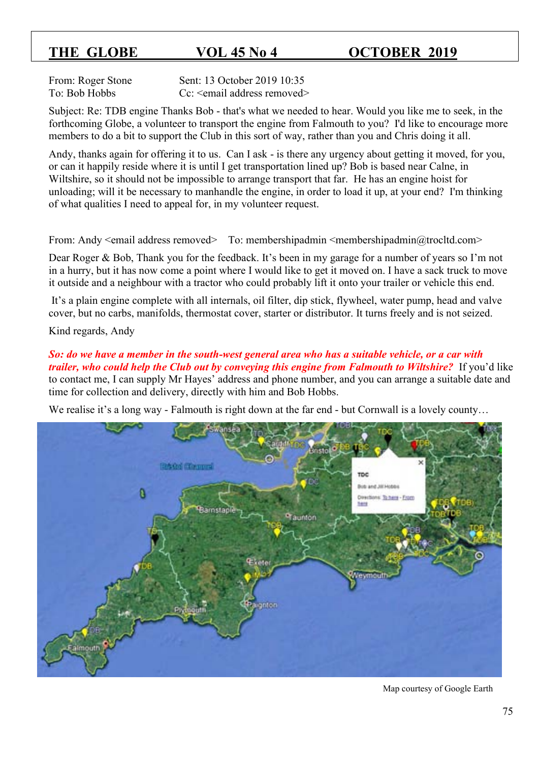From: Roger Stone Sent: 13 October 2019 10:35
To: Bob Hobbs Cc: <email address removed>

Subject: Re: TDB engine Thanks Bob - that's what we needed to hear. Would you like me to seek, in the forthcoming Globe, a volunteer to transport the engine from Falmouth to you? I'd like to encourage more members to do a bit to support the Club in this sort of way, rather than you and Chris doing it all.

Andy, thanks again for offering it to us. Can I ask - is there any urgency about getting it moved, for you, or can it happily reside where it is until I get transportation lined up? Bob is based near Calne, in Wiltshire, so it should not be impossible to arrange transport that far. He has an engine hoist for unloading; will it be necessary to manhandle the engine, in order to load it up, at your end? I'm thinking of what qualities I need to appeal for, in my volunteer request.

From: Andy <email address removed> To: membershipadmin <membershipadmin@trocltd.com>

Dear Roger & Bob, Thank you for the feedback. It's been in my garage for a number of years so I'm not in a hurry, but it has now come a point where I would like to get it moved on. I have a sack truck to move it outside and a neighbour with a tractor who could probably lift it onto your trailer or vehicle this end.

It's a plain engine complete with all internals, oil filter, dip stick, flywheel, water pump, head and valve cover, but no carbs, manifolds, thermostat cover, starter or distributor. It turns freely and is not seized.

Kind regards, Andy

***So: do we have a member in the south-west general area who has a suitable vehicle, or a car with trailer, who could help the Club out by conveying this engine from Falmouth to Wiltshire?*** If you'd like to contact me, I can supply Mr Hayes' address and phone number, and you can arrange a suitable date and time for collection and delivery, directly with him and Bob Hobbs.

We realise it's a long way - Falmouth is right down at the far end - but Cornwall is a lovely county…

Map courtesy of Google Earth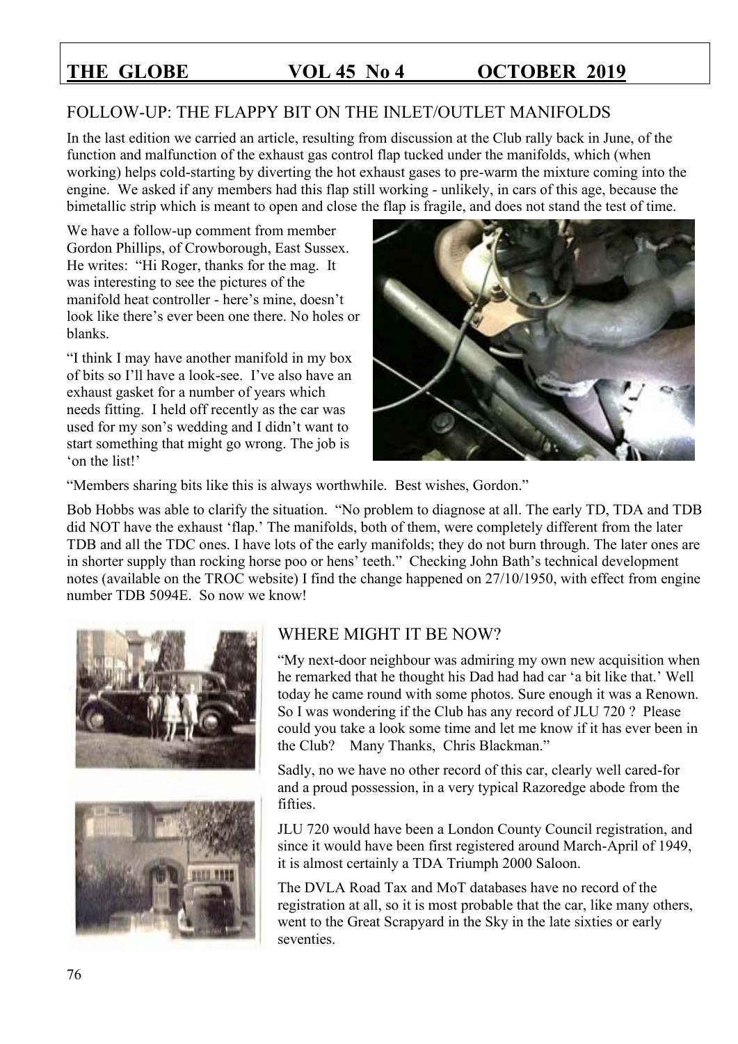## FOLLOW-UP: THE FLAPPY BIT ON THE INLET/OUTLET MANIFOLDS

In the last edition we carried an article, resulting from discussion at the Club rally back in June, of the function and malfunction of the exhaust gas control flap tucked under the manifolds, which (when working) helps cold-starting by diverting the hot exhaust gases to pre-warm the mixture coming into the engine. We asked if any members had this flap still working - unlikely, in cars of this age, because the bimetallic strip which is meant to open and close the flap is fragile, and does not stand the test of time.

We have a follow-up comment from member Gordon Phillips, of Crowborough, East Sussex. He writes: "Hi Roger, thanks for the mag. It was interesting to see the pictures of the manifold heat controller - here's mine, doesn't look like there's ever been one there. No holes or blanks.

"I think I may have another manifold in my box of bits so I'll have a look-see. I've also have an exhaust gasket for a number of years which needs fitting. I held off recently as the car was used for my son's wedding and I didn't want to start something that might go wrong. The job is 'on the list!'

"Members sharing bits like this is always worthwhile. Best wishes, Gordon."

Bob Hobbs was able to clarify the situation. "No problem to diagnose at all. The early TD, TDA and TDB did NOT have the exhaust 'flap.' The manifolds, both of them, were completely different from the later TDB and all the TDC ones. I have lots of the early manifolds; they do not burn through. The later ones are in shorter supply than rocking horse poo or hens' teeth." Checking John Bath's technical development notes (available on the TROC website) I find the change happened on 27/10/1950, with effect from engine number TDB 5094E. So now we know!

## WHERE MIGHT IT BE NOW?

"My next-door neighbour was admiring my own new acquisition when he remarked that he thought his Dad had had car 'a bit like that.' Well today he came round with some photos. Sure enough it was a Renown. So I was wondering if the Club has any record of JLU 720 ? Please could you take a look some time and let me know if it has ever been in the Club? Many Thanks, Chris Blackman."

Sadly, no we have no other record of this car, clearly well cared-for and a proud possession, in a very typical Razoredge abode from the fifties.

JLU 720 would have been a London County Council registration, and since it would have been first registered around March-April of 1949, it is almost certainly a TDA Triumph 2000 Saloon.

The DVLA Road Tax and MoT databases have no record of the registration at all, so it is most probable that the car, like many others, went to the Great Scrapyard in the Sky in the late sixties or early seventies.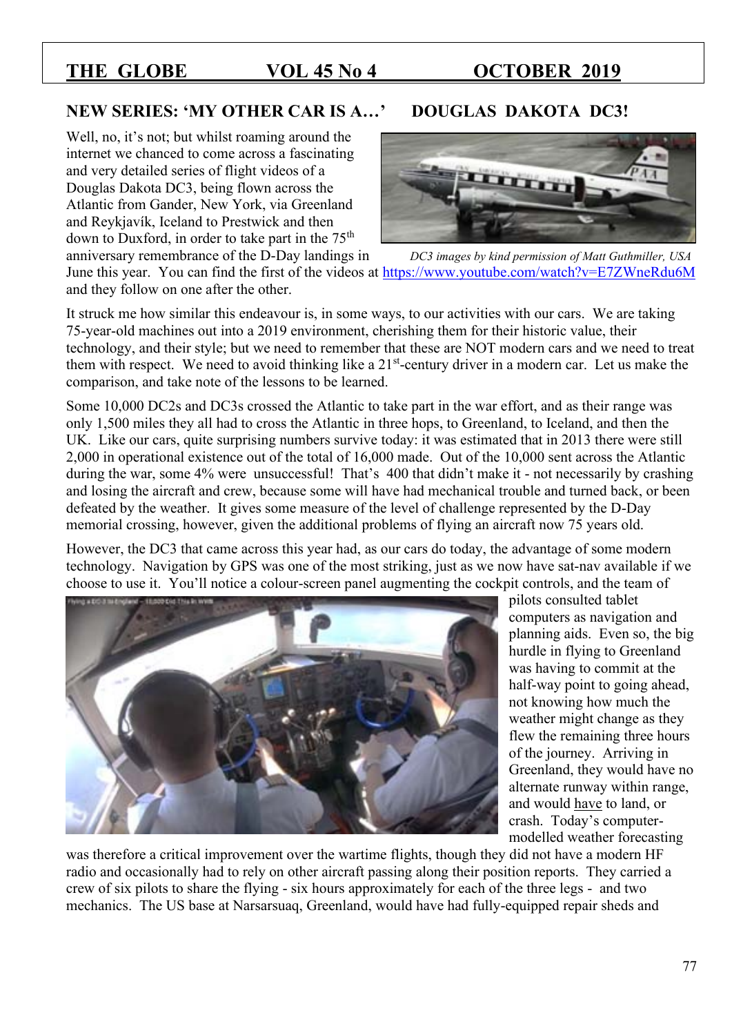## NEW SERIES: 'MY OTHER CAR IS A…' DOUGLAS DAKOTA DC3!

Well, no, it's not; but whilst roaming around the internet we chanced to come across a fascinating and very detailed series of flight videos of a Douglas Dakota DC3, being flown across the Atlantic from Gander, New York, via Greenland and Reykjavík, Iceland to Prestwick and then down to Duxford, in order to take part in the 75th anniversary remembrance of the D-Day landings in June this year. You can find the first of the videos at https://www.youtube.com/watch?v=E7ZWneRdu6M and they follow on one after the other.

*DC3 images by kind permission of Matt Guthmiller, USA*

It struck me how similar this endeavour is, in some ways, to our activities with our cars. We are taking 75-year-old machines out into a 2019 environment, cherishing them for their historic value, their technology, and their style; but we need to remember that these are NOT modern cars and we need to treat them with respect. We need to avoid thinking like a 21st-century driver in a modern car. Let us make the comparison, and take note of the lessons to be learned.

Some 10,000 DC2s and DC3s crossed the Atlantic to take part in the war effort, and as their range was only 1,500 miles they all had to cross the Atlantic in three hops, to Greenland, to Iceland, and then the UK. Like our cars, quite surprising numbers survive today: it was estimated that in 2013 there were still 2,000 in operational existence out of the total of 16,000 made. Out of the 10,000 sent across the Atlantic during the war, some 4% were unsuccessful! That's 400 that didn't make it - not necessarily by crashing and losing the aircraft and crew, because some will have had mechanical trouble and turned back, or been defeated by the weather. It gives some measure of the level of challenge represented by the D-Day memorial crossing, however, given the additional problems of flying an aircraft now 75 years old.

However, the DC3 that came across this year had, as our cars do today, the advantage of some modern technology. Navigation by GPS was one of the most striking, just as we now have sat-nav available if we choose to use it. You'll notice a colour-screen panel augmenting the cockpit controls, and the team of pilots consulted tablet computers as navigation and planning aids. Even so, the big hurdle in flying to Greenland was having to commit at the half-way point to going ahead, not knowing how much the weather might change as they flew the remaining three hours of the journey. Arriving in Greenland, they would have no alternate runway within range, and would have to land, or crash. Today's computer-modelled weather forecasting was therefore a critical improvement over the wartime flights, though they did not have a modern HF radio and occasionally had to rely on other aircraft passing along their position reports. They carried a crew of six pilots to share the flying - six hours approximately for each of the three legs - and two mechanics. The US base at Narsarsuaq, Greenland, would have had fully-equipped repair sheds and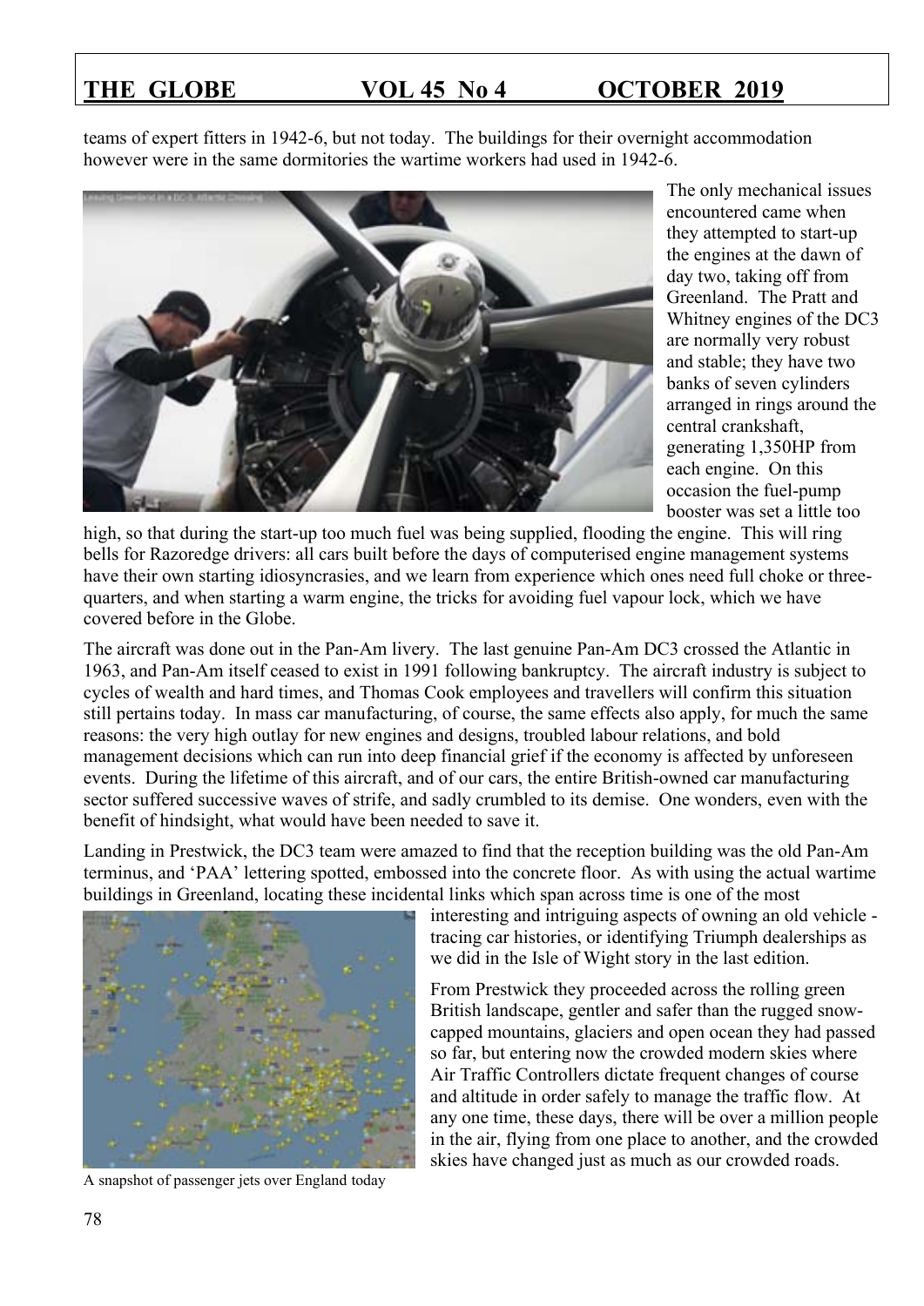teams of expert fitters in 1942-6, but not today. The buildings for their overnight accommodation however were in the same dormitories the wartime workers had used in 1942-6.

The only mechanical issues encountered came when they attempted to start-up the engines at the dawn of day two, taking off from Greenland. The Pratt and Whitney engines of the DC3 are normally very robust and stable; they have two banks of seven cylinders arranged in rings around the central crankshaft, generating 1,350HP from each engine. On this occasion the fuel-pump booster was set a little too high, so that during the start-up too much fuel was being supplied, flooding the engine. This will ring bells for Razoredge drivers: all cars built before the days of computerised engine management systems have their own starting idiosyncrasies, and we learn from experience which ones need full choke or three-quarters, and when starting a warm engine, the tricks for avoiding fuel vapour lock, which we have covered before in the Globe.

The aircraft was done out in the Pan-Am livery. The last genuine Pan-Am DC3 crossed the Atlantic in 1963, and Pan-Am itself ceased to exist in 1991 following bankruptcy. The aircraft industry is subject to cycles of wealth and hard times, and Thomas Cook employees and travellers will confirm this situation still pertains today. In mass car manufacturing, of course, the same effects also apply, for much the same reasons: the very high outlay for new engines and designs, troubled labour relations, and bold management decisions which can run into deep financial grief if the economy is affected by unforeseen events. During the lifetime of this aircraft, and of our cars, the entire British-owned car manufacturing sector suffered successive waves of strife, and sadly crumbled to its demise. One wonders, even with the benefit of hindsight, what would have been needed to save it.

Landing in Prestwick, the DC3 team were amazed to find that the reception building was the old Pan-Am terminus, and 'PAA' lettering spotted, embossed into the concrete floor. As with using the actual wartime buildings in Greenland, locating these incidental links which span across time is one of the most interesting and intriguing aspects of owning an old vehicle - tracing car histories, or identifying Triumph dealerships as we did in the Isle of Wight story in the last edition.

From Prestwick they proceeded across the rolling green British landscape, gentler and safer than the rugged snow-capped mountains, glaciers and open ocean they had passed so far, but entering now the crowded modern skies where Air Traffic Controllers dictate frequent changes of course and altitude in order safely to manage the traffic flow. At any one time, these days, there will be over a million people in the air, flying from one place to another, and the crowded skies have changed just as much as our crowded roads.

A snapshot of passenger jets over England today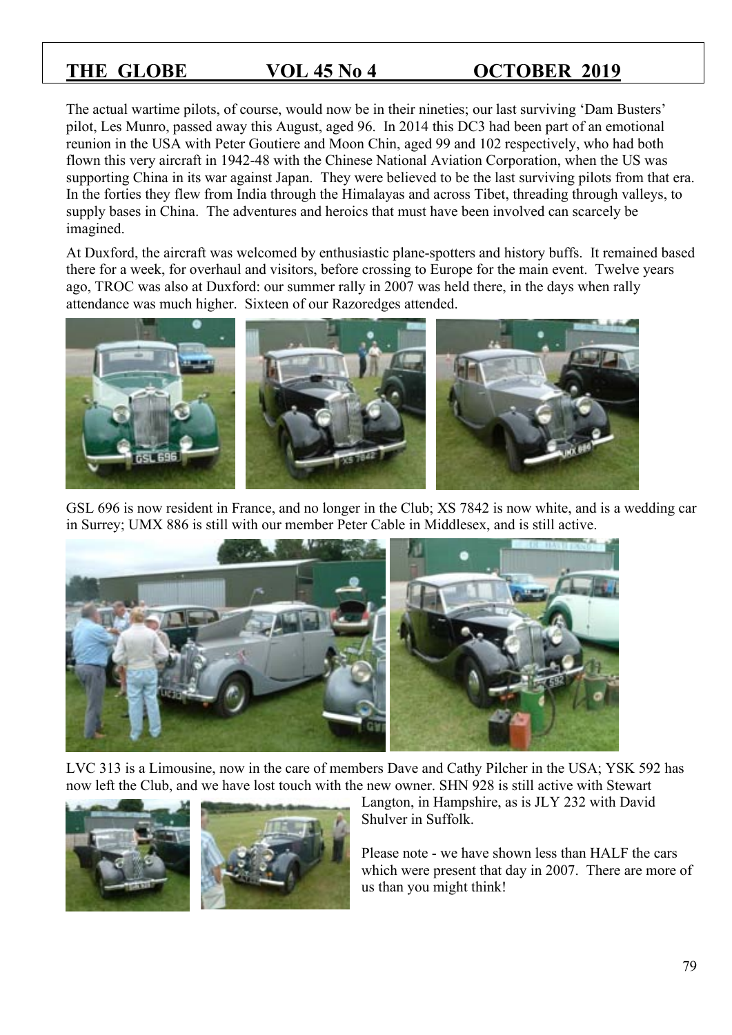The actual wartime pilots, of course, would now be in their nineties; our last surviving 'Dam Busters' pilot, Les Munro, passed away this August, aged 96. In 2014 this DC3 had been part of an emotional reunion in the USA with Peter Goutiere and Moon Chin, aged 99 and 102 respectively, who had both flown this very aircraft in 1942-48 with the Chinese National Aviation Corporation, when the US was supporting China in its war against Japan. They were believed to be the last surviving pilots from that era. In the forties they flew from India through the Himalayas and across Tibet, threading through valleys, to supply bases in China. The adventures and heroics that must have been involved can scarcely be imagined.

At Duxford, the aircraft was welcomed by enthusiastic plane-spotters and history buffs. It remained based there for a week, for overhaul and visitors, before crossing to Europe for the main event. Twelve years ago, TROC was also at Duxford: our summer rally in 2007 was held there, in the days when rally attendance was much higher. Sixteen of our Razoredges attended.

GSL 696 is now resident in France, and no longer in the Club; XS 7842 is now white, and is a wedding car in Surrey; UMX 886 is still with our member Peter Cable in Middlesex, and is still active.

LVC 313 is a Limousine, now in the care of members Dave and Cathy Pilcher in the USA; YSK 592 has now left the Club, and we have lost touch with the new owner. SHN 928 is still active with Stewart Langton, in Hampshire, as is JLY 232 with David Shulver in Suffolk.

Please note - we have shown less than HALF the cars which were present that day in 2007. There are more of us than you might think!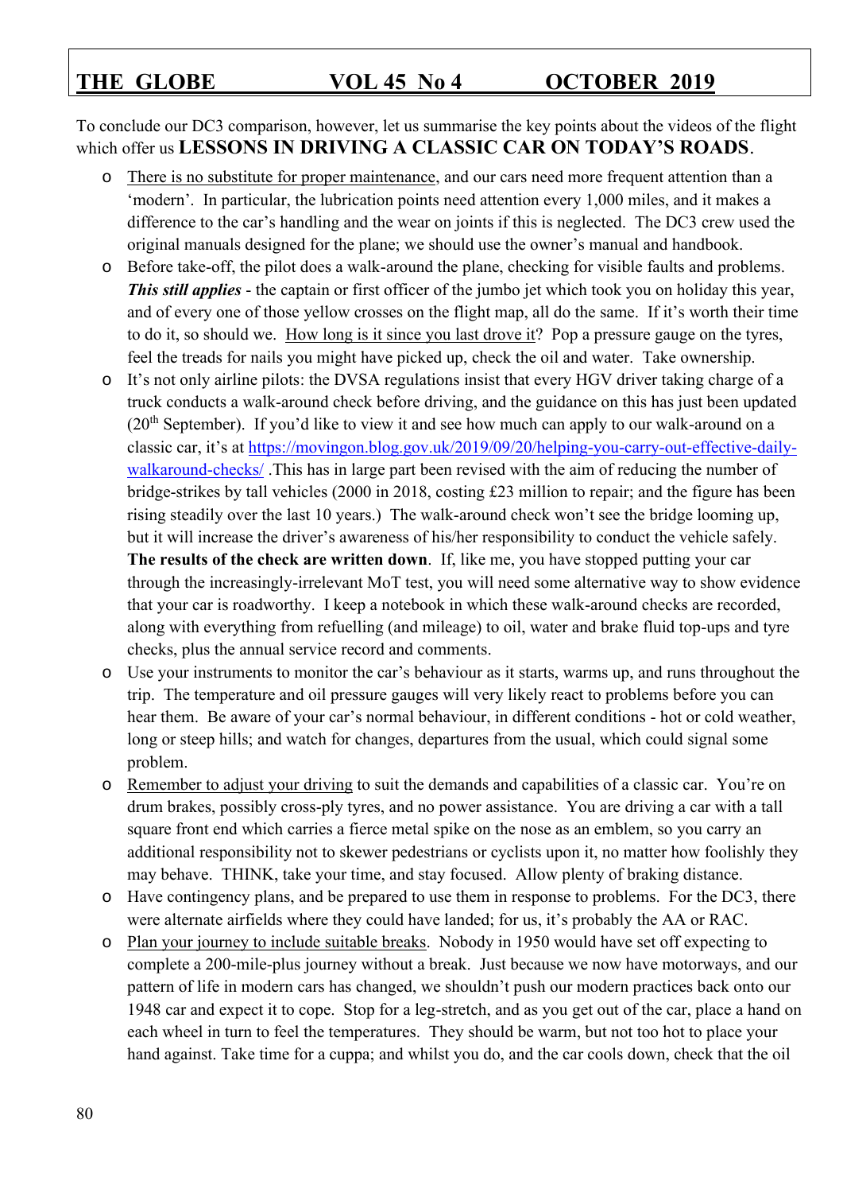To conclude our DC3 comparison, however, let us summarise the key points about the videos of the flight which offer us **LESSONS IN DRIVING A CLASSIC CAR ON TODAY'S ROADS**.

- There is no substitute for proper maintenance, and our cars need more frequent attention than a 'modern'. In particular, the lubrication points need attention every 1,000 miles, and it makes a difference to the car's handling and the wear on joints if this is neglected. The DC3 crew used the original manuals designed for the plane; we should use the owner's manual and handbook.
- Before take-off, the pilot does a walk-around the plane, checking for visible faults and problems. ***This still applies*** - the captain or first officer of the jumbo jet which took you on holiday this year, and of every one of those yellow crosses on the flight map, all do the same. If it's worth their time to do it, so should we. How long is it since you last drove it? Pop a pressure gauge on the tyres, feel the treads for nails you might have picked up, check the oil and water. Take ownership.
- It's not only airline pilots: the DVSA regulations insist that every HGV driver taking charge of a truck conducts a walk-around check before driving, and the guidance on this has just been updated (20th September). If you'd like to view it and see how much can apply to our walk-around on a classic car, it's at https://movingon.blog.gov.uk/2019/09/20/helping-you-carry-out-effective-daily-walkaround-checks/ .This has in large part been revised with the aim of reducing the number of bridge-strikes by tall vehicles (2000 in 2018, costing £23 million to repair; and the figure has been rising steadily over the last 10 years.) The walk-around check won't see the bridge looming up, but it will increase the driver's awareness of his/her responsibility to conduct the vehicle safely. **The results of the check are written down**. If, like me, you have stopped putting your car through the increasingly-irrelevant MoT test, you will need some alternative way to show evidence that your car is roadworthy. I keep a notebook in which these walk-around checks are recorded, along with everything from refuelling (and mileage) to oil, water and brake fluid top-ups and tyre checks, plus the annual service record and comments.
- Use your instruments to monitor the car's behaviour as it starts, warms up, and runs throughout the trip. The temperature and oil pressure gauges will very likely react to problems before you can hear them. Be aware of your car's normal behaviour, in different conditions - hot or cold weather, long or steep hills; and watch for changes, departures from the usual, which could signal some problem.
- Remember to adjust your driving to suit the demands and capabilities of a classic car. You're on drum brakes, possibly cross-ply tyres, and no power assistance. You are driving a car with a tall square front end which carries a fierce metal spike on the nose as an emblem, so you carry an additional responsibility not to skewer pedestrians or cyclists upon it, no matter how foolishly they may behave. THINK, take your time, and stay focused. Allow plenty of braking distance.
- Have contingency plans, and be prepared to use them in response to problems. For the DC3, there were alternate airfields where they could have landed; for us, it's probably the AA or RAC.
- Plan your journey to include suitable breaks. Nobody in 1950 would have set off expecting to complete a 200-mile-plus journey without a break. Just because we now have motorways, and our pattern of life in modern cars has changed, we shouldn't push our modern practices back onto our 1948 car and expect it to cope. Stop for a leg-stretch, and as you get out of the car, place a hand on each wheel in turn to feel the temperatures. They should be warm, but not too hot to place your hand against. Take time for a cuppa; and whilst you do, and the car cools down, check that the oil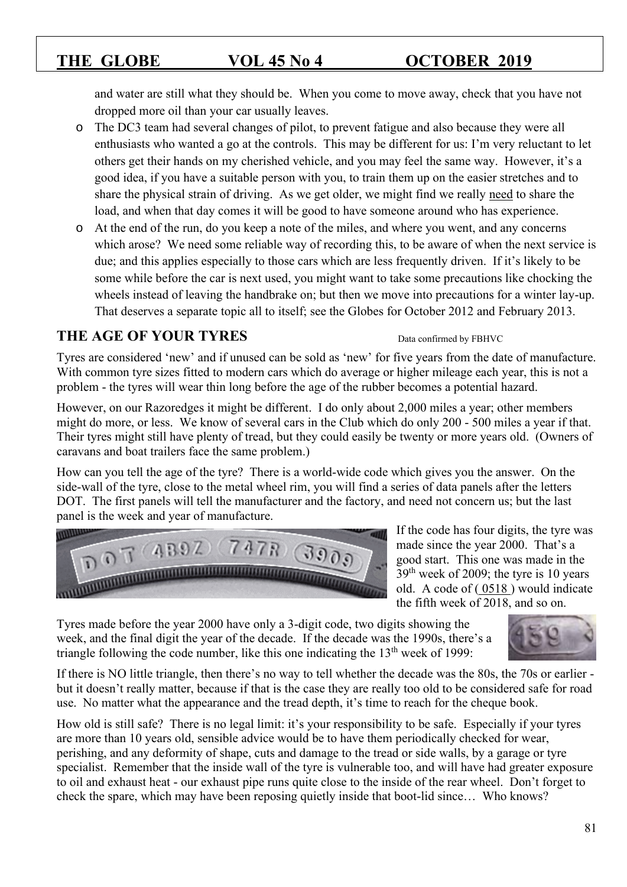and water are still what they should be. When you come to move away, check that you have not dropped more oil than your car usually leaves.

- The DC3 team had several changes of pilot, to prevent fatigue and also because they were all enthusiasts who wanted a go at the controls. This may be different for us: I'm very reluctant to let others get their hands on my cherished vehicle, and you may feel the same way. However, it's a good idea, if you have a suitable person with you, to train them up on the easier stretches and to share the physical strain of driving. As we get older, we might find we really need to share the load, and when that day comes it will be good to have someone around who has experience.
- At the end of the run, do you keep a note of the miles, and where you went, and any concerns which arose? We need some reliable way of recording this, to be aware of when the next service is due; and this applies especially to those cars which are less frequently driven. If it's likely to be some while before the car is next used, you might want to take some precautions like chocking the wheels instead of leaving the handbrake on; but then we move into precautions for a winter lay-up. That deserves a separate topic all to itself; see the Globes for October 2012 and February 2013.

## THE AGE OF YOUR TYRES

Data confirmed by FBHVC

Tyres are considered 'new' and if unused can be sold as 'new' for five years from the date of manufacture. With common tyre sizes fitted to modern cars which do average or higher mileage each year, this is not a problem - the tyres will wear thin long before the age of the rubber becomes a potential hazard.

However, on our Razoredges it might be different. I do only about 2,000 miles a year; other members might do more, or less. We know of several cars in the Club which do only 200 - 500 miles a year if that. Their tyres might still have plenty of tread, but they could easily be twenty or more years old. (Owners of caravans and boat trailers face the same problem.)

How can you tell the age of the tyre? There is a world-wide code which gives you the answer. On the side-wall of the tyre, close to the metal wheel rim, you will find a series of data panels after the letters DOT. The first panels will tell the manufacturer and the factory, and need not concern us; but the last panel is the week and year of manufacture.

If the code has four digits, the tyre was made since the year 2000. That's a good start. This one was made in the 39th week of 2009; the tyre is 10 years old. A code of ( 0518 ) would indicate the fifth week of 2018, and so on.

Tyres made before the year 2000 have only a 3-digit code, two digits showing the week, and the final digit the year of the decade. If the decade was the 1990s, there's a triangle following the code number, like this one indicating the 13th week of 1999:

If there is NO little triangle, then there's no way to tell whether the decade was the 80s, the 70s or earlier - but it doesn't really matter, because if that is the case they are really too old to be considered safe for road use. No matter what the appearance and the tread depth, it's time to reach for the cheque book.

How old is still safe? There is no legal limit: it's your responsibility to be safe. Especially if your tyres are more than 10 years old, sensible advice would be to have them periodically checked for wear, perishing, and any deformity of shape, cuts and damage to the tread or side walls, by a garage or tyre specialist. Remember that the inside wall of the tyre is vulnerable too, and will have had greater exposure to oil and exhaust heat - our exhaust pipe runs quite close to the inside of the rear wheel. Don't forget to check the spare, which may have been reposing quietly inside that boot-lid since… Who knows?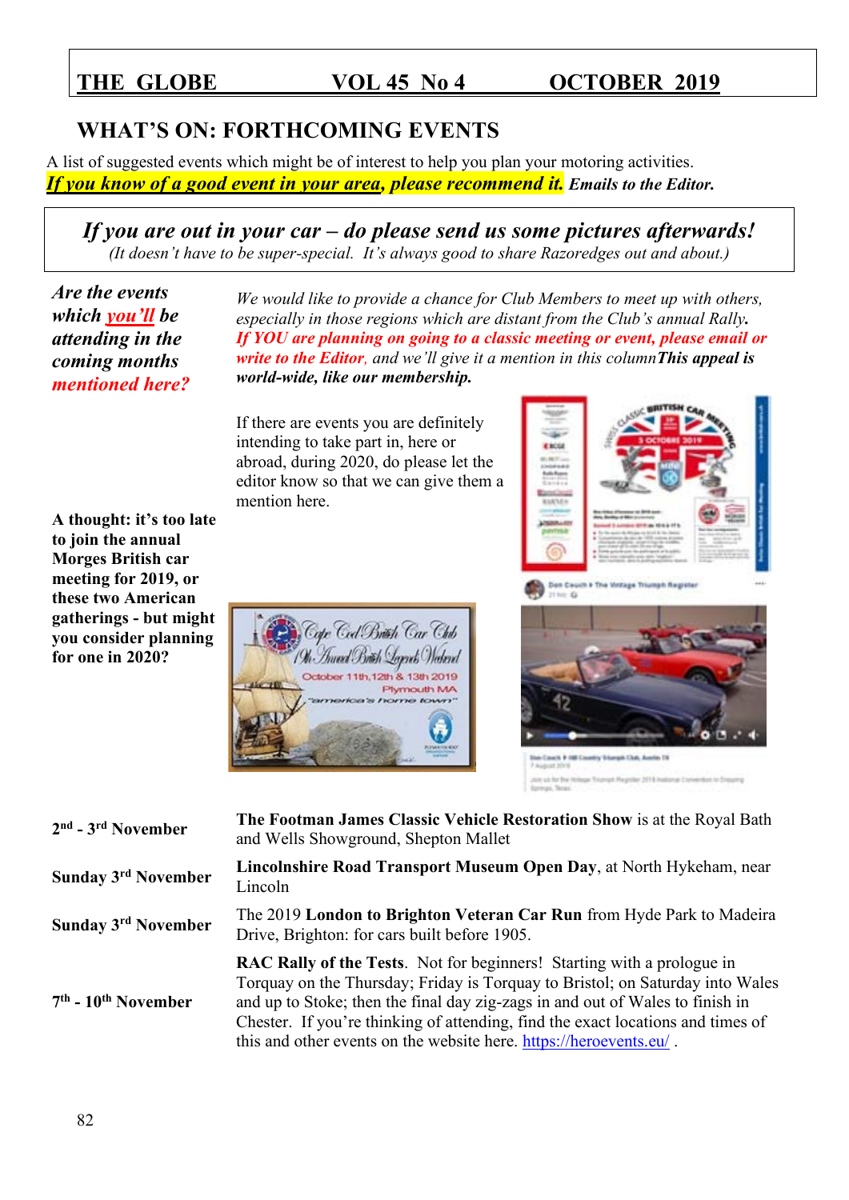# WHAT'S ON: FORTHCOMING EVENTS

A list of suggested events which might be of interest to help you plan your motoring activities.
***If you know of a good event in your area, please recommend it.*** ***Emails to the Editor.***

> ***If you are out in your car – do please send us some pictures afterwards!***
> *(It doesn't have to be super-special. It's always good to share Razoredges out and about.)*

***Are the events which you'll be attending in the coming months mentioned here?***

*We would like to provide a chance for Club Members to meet up with others, especially in those regions which are distant from the Club's annual Rally.* ***If YOU are planning on going to a classic meeting or event, please email or write to the Editor****, and we'll give it a mention in this column* ***This appeal is world-wide, like our membership.***

If there are events you are definitely intending to take part in, here or abroad, during 2020, do please let the editor know so that we can give them a mention here.

**A thought: it's too late to join the annual Morges British car meeting for 2019, or these two American gatherings - but might you consider planning for one in 2020?**

| | |
|---|---|
| **2nd - 3rd November** | **The Footman James Classic Vehicle Restoration Show** is at the Royal Bath and Wells Showground, Shepton Mallet |
| **Sunday 3rd November** | **Lincolnshire Road Transport Museum Open Day**, at North Hykeham, near Lincoln |
| **Sunday 3rd November** | The 2019 **London to Brighton Veteran Car Run** from Hyde Park to Madeira Drive, Brighton: for cars built before 1905. |
| **7th - 10th November** | **RAC Rally of the Tests**. Not for beginners! Starting with a prologue in Torquay on the Thursday; Friday is Torquay to Bristol; on Saturday into Wales and up to Stoke; then the final day zig-zags in and out of Wales to finish in Chester. If you're thinking of attending, find the exact locations and times of this and other events on the website here. https://heroevents.eu/ . |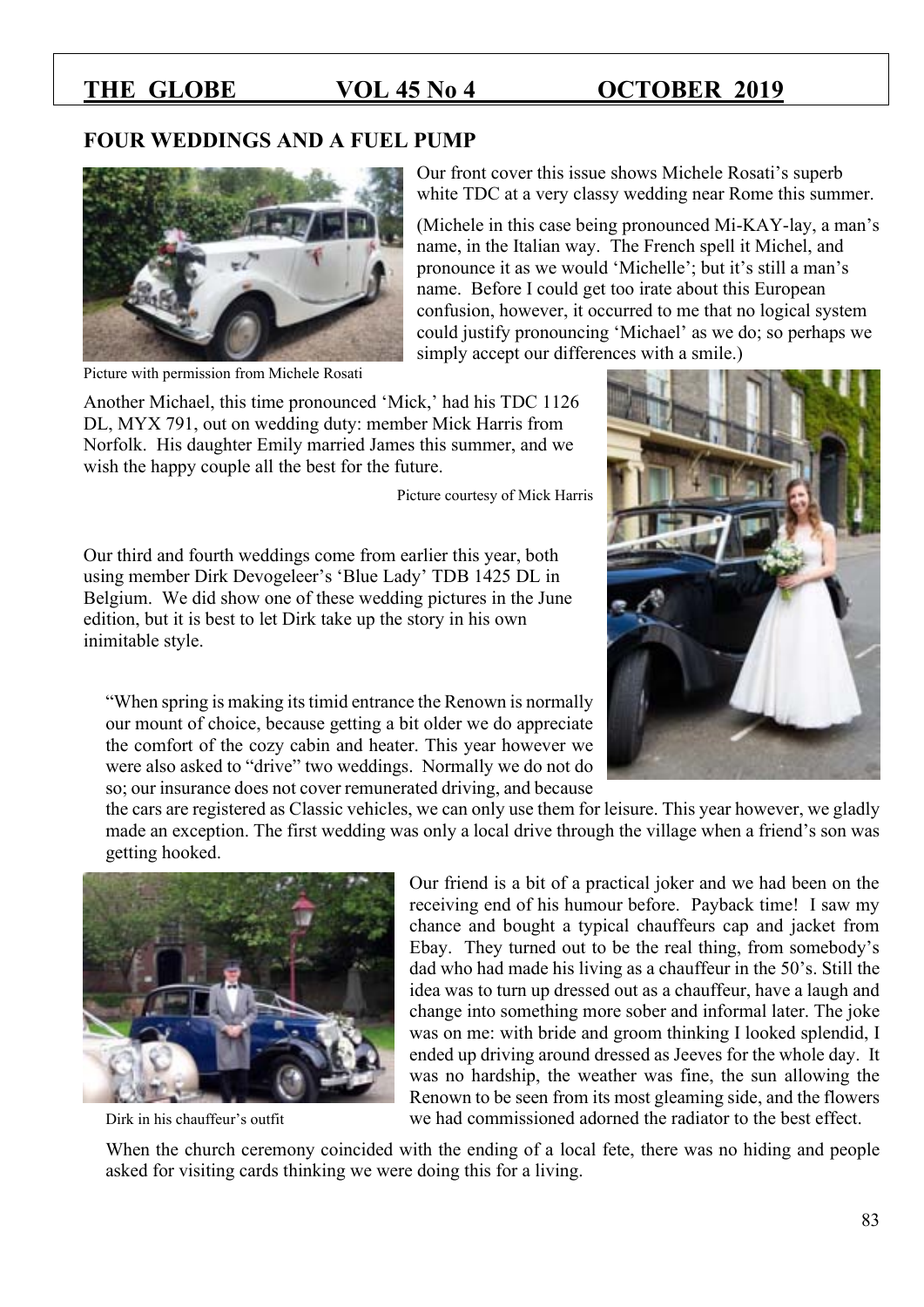## FOUR WEDDINGS AND A FUEL PUMP

Our front cover this issue shows Michele Rosati's superb white TDC at a very classy wedding near Rome this summer.

(Michele in this case being pronounced Mi-KAY-lay, a man's name, in the Italian way. The French spell it Michel, and pronounce it as we would 'Michelle'; but it's still a man's name. Before I could get too irate about this European confusion, however, it occurred to me that no logical system could justify pronouncing 'Michael' as we do; so perhaps we simply accept our differences with a smile.)

Picture with permission from Michele Rosati

Another Michael, this time pronounced 'Mick,' had his TDC 1126 DL, MYX 791, out on wedding duty: member Mick Harris from Norfolk. His daughter Emily married James this summer, and we wish the happy couple all the best for the future.

Picture courtesy of Mick Harris

Our third and fourth weddings come from earlier this year, both using member Dirk Devogeleer's 'Blue Lady' TDB 1425 DL in Belgium. We did show one of these wedding pictures in the June edition, but it is best to let Dirk take up the story in his own inimitable style.

"When spring is making its timid entrance the Renown is normally our mount of choice, because getting a bit older we do appreciate the comfort of the cozy cabin and heater. This year however we were also asked to "drive" two weddings. Normally we do not do so; our insurance does not cover remunerated driving, and because the cars are registered as Classic vehicles, we can only use them for leisure. This year however, we gladly made an exception. The first wedding was only a local drive through the village when a friend's son was getting hooked.

Our friend is a bit of a practical joker and we had been on the receiving end of his humour before. Payback time! I saw my chance and bought a typical chauffeurs cap and jacket from Ebay. They turned out to be the real thing, from somebody's dad who had made his living as a chauffeur in the 50's. Still the idea was to turn up dressed out as a chauffeur, have a laugh and change into something more sober and informal later. The joke was on me: with bride and groom thinking I looked splendid, I ended up driving around dressed as Jeeves for the whole day. It was no hardship, the weather was fine, the sun allowing the Renown to be seen from its most gleaming side, and the flowers we had commissioned adorned the radiator to the best effect.

Dirk in his chauffeur's outfit

When the church ceremony coincided with the ending of a local fete, there was no hiding and people asked for visiting cards thinking we were doing this for a living.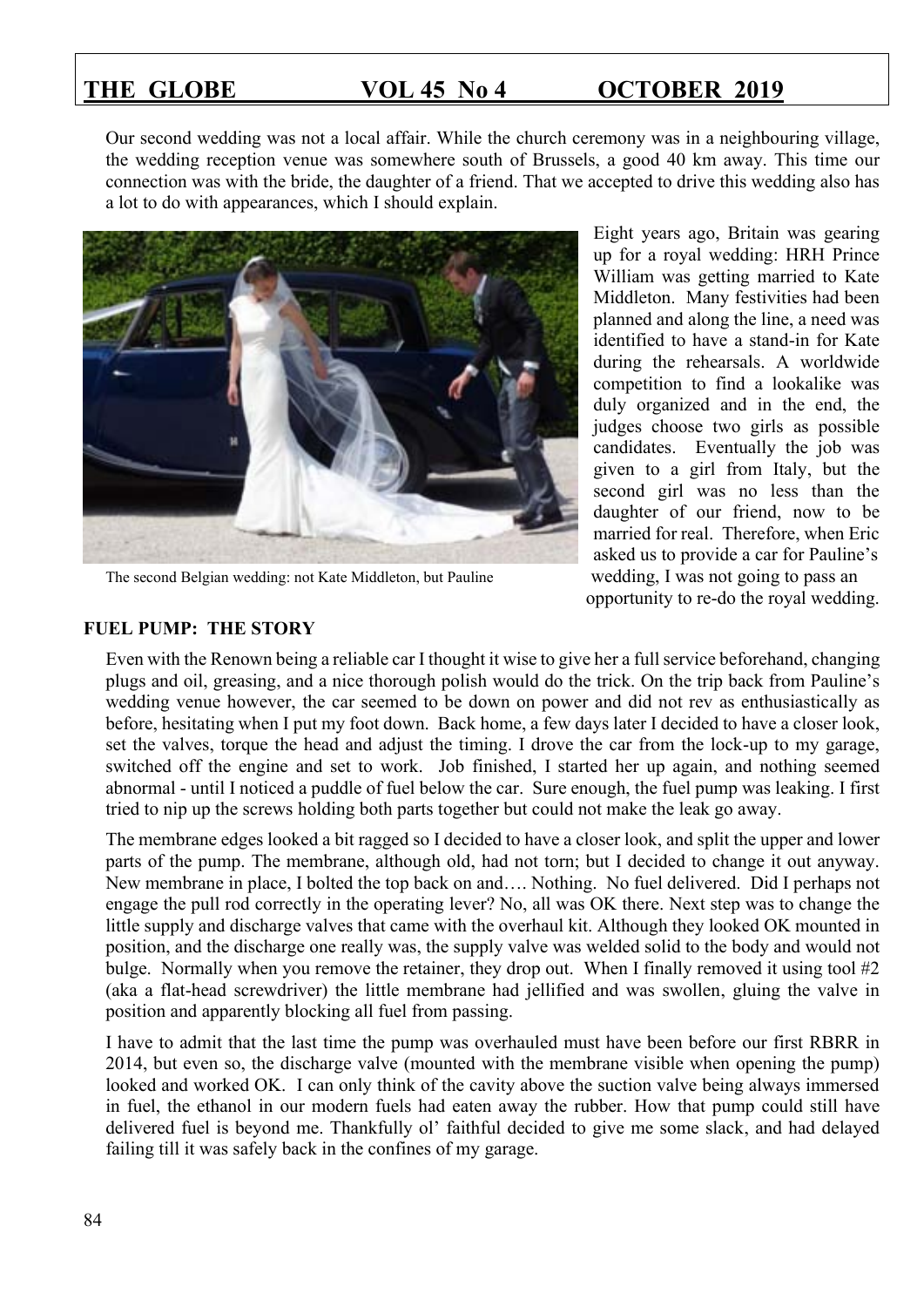Our second wedding was not a local affair. While the church ceremony was in a neighbouring village, the wedding reception venue was somewhere south of Brussels, a good 40 km away. This time our connection was with the bride, the daughter of a friend. That we accepted to drive this wedding also has a lot to do with appearances, which I should explain.

The second Belgian wedding: not Kate Middleton, but Pauline

Eight years ago, Britain was gearing up for a royal wedding: HRH Prince William was getting married to Kate Middleton. Many festivities had been planned and along the line, a need was identified to have a stand-in for Kate during the rehearsals. A worldwide competition to find a lookalike was duly organized and in the end, the judges choose two girls as possible candidates. Eventually the job was given to a girl from Italy, but the second girl was no less than the daughter of our friend, now to be married for real. Therefore, when Eric asked us to provide a car for Pauline's wedding, I was not going to pass an opportunity to re-do the royal wedding.

**FUEL PUMP: THE STORY**

Even with the Renown being a reliable car I thought it wise to give her a full service beforehand, changing plugs and oil, greasing, and a nice thorough polish would do the trick. On the trip back from Pauline's wedding venue however, the car seemed to be down on power and did not rev as enthusiastically as before, hesitating when I put my foot down. Back home, a few days later I decided to have a closer look, set the valves, torque the head and adjust the timing. I drove the car from the lock-up to my garage, switched off the engine and set to work. Job finished, I started her up again, and nothing seemed abnormal - until I noticed a puddle of fuel below the car. Sure enough, the fuel pump was leaking. I first tried to nip up the screws holding both parts together but could not make the leak go away.

The membrane edges looked a bit ragged so I decided to have a closer look, and split the upper and lower parts of the pump. The membrane, although old, had not torn; but I decided to change it out anyway. New membrane in place, I bolted the top back on and…. Nothing. No fuel delivered. Did I perhaps not engage the pull rod correctly in the operating lever? No, all was OK there. Next step was to change the little supply and discharge valves that came with the overhaul kit. Although they looked OK mounted in position, and the discharge one really was, the supply valve was welded solid to the body and would not bulge. Normally when you remove the retainer, they drop out. When I finally removed it using tool #2 (aka a flat-head screwdriver) the little membrane had jellified and was swollen, gluing the valve in position and apparently blocking all fuel from passing.

I have to admit that the last time the pump was overhauled must have been before our first RBRR in 2014, but even so, the discharge valve (mounted with the membrane visible when opening the pump) looked and worked OK. I can only think of the cavity above the suction valve being always immersed in fuel, the ethanol in our modern fuels had eaten away the rubber. How that pump could still have delivered fuel is beyond me. Thankfully ol' faithful decided to give me some slack, and had delayed failing till it was safely back in the confines of my garage.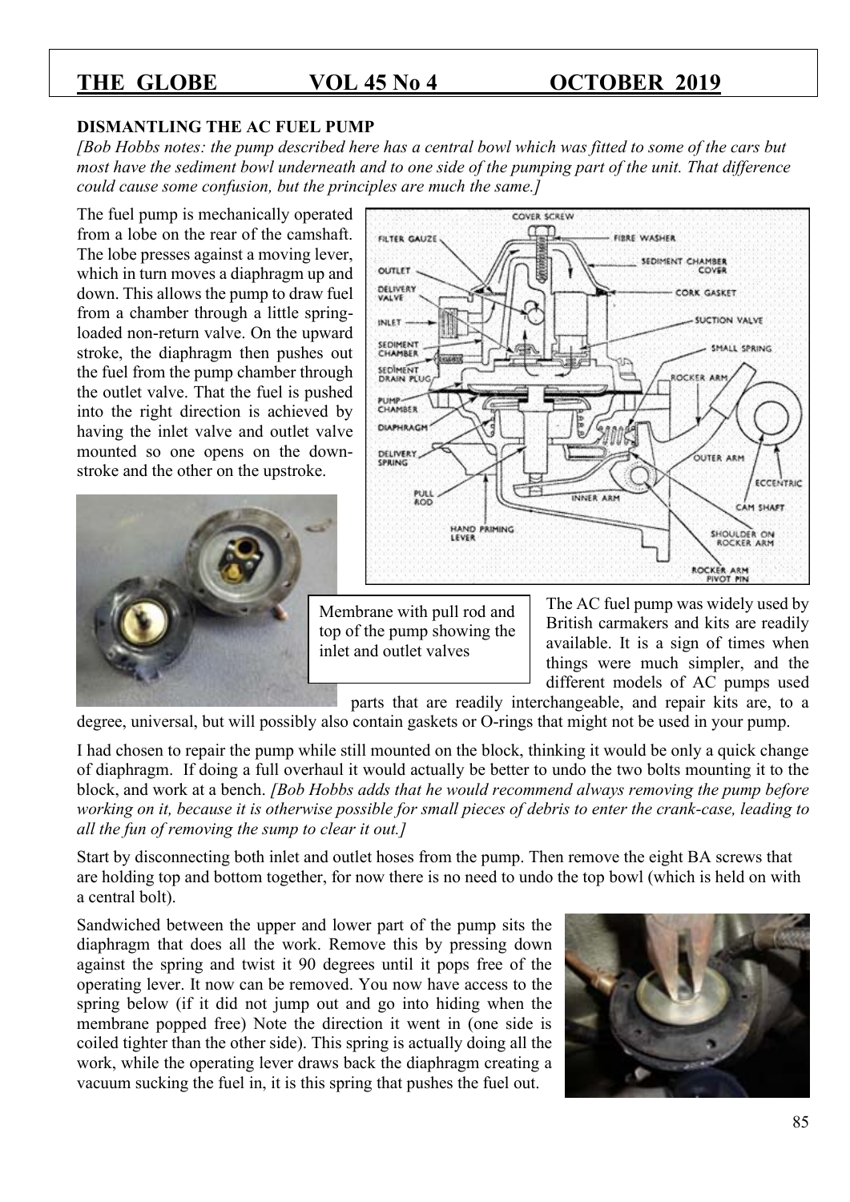## DISMANTLING THE AC FUEL PUMP

*[Bob Hobbs notes: the pump described here has a central bowl which was fitted to some of the cars but most have the sediment bowl underneath and to one side of the pumping part of the unit. That difference could cause some confusion, but the principles are much the same.]*

The fuel pump is mechanically operated from a lobe on the rear of the camshaft. The lobe presses against a moving lever, which in turn moves a diaphragm up and down. This allows the pump to draw fuel from a chamber through a little spring-loaded non-return valve. On the upward stroke, the diaphragm then pushes out the fuel from the pump chamber through the outlet valve. That the fuel is pushed into the right direction is achieved by having the inlet valve and outlet valve mounted so one opens on the down-stroke and the other on the upstroke.

Membrane with pull rod and top of the pump showing the inlet and outlet valves

The AC fuel pump was widely used by British carmakers and kits are readily available. It is a sign of times when things were much simpler, and the different models of AC pumps used parts that are readily interchangeable, and repair kits are, to a degree, universal, but will possibly also contain gaskets or O-rings that might not be used in your pump.

I had chosen to repair the pump while still mounted on the block, thinking it would be only a quick change of diaphragm. If doing a full overhaul it would actually be better to undo the two bolts mounting it to the block, and work at a bench. *[Bob Hobbs adds that he would recommend always removing the pump before working on it, because it is otherwise possible for small pieces of debris to enter the crank-case, leading to all the fun of removing the sump to clear it out.]*

Start by disconnecting both inlet and outlet hoses from the pump. Then remove the eight BA screws that are holding top and bottom together, for now there is no need to undo the top bowl (which is held on with a central bolt).

Sandwiched between the upper and lower part of the pump sits the diaphragm that does all the work. Remove this by pressing down against the spring and twist it 90 degrees until it pops free of the operating lever. It now can be removed. You now have access to the spring below (if it did not jump out and go into hiding when the membrane popped free) Note the direction it went in (one side is coiled tighter than the other side). This spring is actually doing all the work, while the operating lever draws back the diaphragm creating a vacuum sucking the fuel in, it is this spring that pushes the fuel out.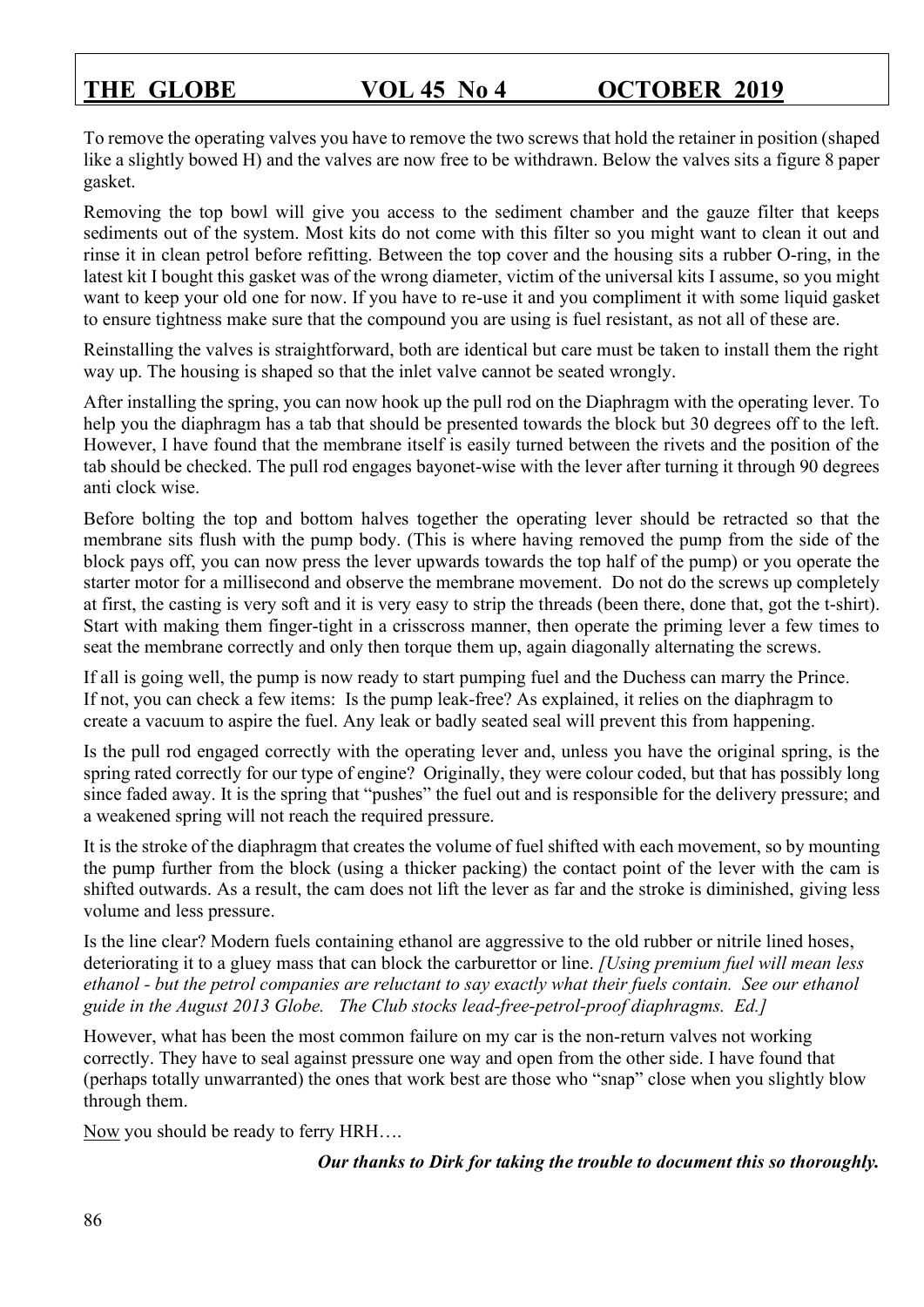To remove the operating valves you have to remove the two screws that hold the retainer in position (shaped like a slightly bowed H) and the valves are now free to be withdrawn. Below the valves sits a figure 8 paper gasket.

Removing the top bowl will give you access to the sediment chamber and the gauze filter that keeps sediments out of the system. Most kits do not come with this filter so you might want to clean it out and rinse it in clean petrol before refitting. Between the top cover and the housing sits a rubber O-ring, in the latest kit I bought this gasket was of the wrong diameter, victim of the universal kits I assume, so you might want to keep your old one for now. If you have to re-use it and you compliment it with some liquid gasket to ensure tightness make sure that the compound you are using is fuel resistant, as not all of these are.

Reinstalling the valves is straightforward, both are identical but care must be taken to install them the right way up. The housing is shaped so that the inlet valve cannot be seated wrongly.

After installing the spring, you can now hook up the pull rod on the Diaphragm with the operating lever. To help you the diaphragm has a tab that should be presented towards the block but 30 degrees off to the left. However, I have found that the membrane itself is easily turned between the rivets and the position of the tab should be checked. The pull rod engages bayonet-wise with the lever after turning it through 90 degrees anti clock wise.

Before bolting the top and bottom halves together the operating lever should be retracted so that the membrane sits flush with the pump body. (This is where having removed the pump from the side of the block pays off, you can now press the lever upwards towards the top half of the pump) or you operate the starter motor for a millisecond and observe the membrane movement. Do not do the screws up completely at first, the casting is very soft and it is very easy to strip the threads (been there, done that, got the t-shirt). Start with making them finger-tight in a crisscross manner, then operate the priming lever a few times to seat the membrane correctly and only then torque them up, again diagonally alternating the screws.

If all is going well, the pump is now ready to start pumping fuel and the Duchess can marry the Prince. If not, you can check a few items: Is the pump leak-free? As explained, it relies on the diaphragm to create a vacuum to aspire the fuel. Any leak or badly seated seal will prevent this from happening.

Is the pull rod engaged correctly with the operating lever and, unless you have the original spring, is the spring rated correctly for our type of engine? Originally, they were colour coded, but that has possibly long since faded away. It is the spring that "pushes" the fuel out and is responsible for the delivery pressure; and a weakened spring will not reach the required pressure.

It is the stroke of the diaphragm that creates the volume of fuel shifted with each movement, so by mounting the pump further from the block (using a thicker packing) the contact point of the lever with the cam is shifted outwards. As a result, the cam does not lift the lever as far and the stroke is diminished, giving less volume and less pressure.

Is the line clear? Modern fuels containing ethanol are aggressive to the old rubber or nitrile lined hoses, deteriorating it to a gluey mass that can block the carburettor or line. *[Using premium fuel will mean less ethanol - but the petrol companies are reluctant to say exactly what their fuels contain. See our ethanol guide in the August 2013 Globe. The Club stocks lead-free-petrol-proof diaphragms. Ed.]*

However, what has been the most common failure on my car is the non-return valves not working correctly. They have to seal against pressure one way and open from the other side. I have found that (perhaps totally unwarranted) the ones that work best are those who "snap" close when you slightly blow through them.

<u>Now</u> you should be ready to ferry HRH….

***Our thanks to Dirk for taking the trouble to document this so thoroughly.***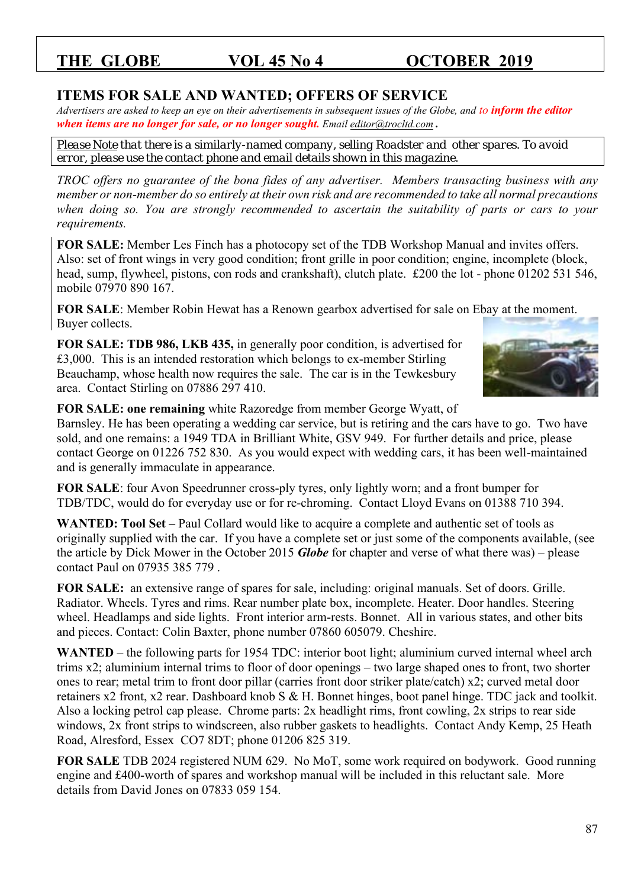## ITEMS FOR SALE AND WANTED; OFFERS OF SERVICE

*Advertisers are asked to keep an eye on their advertisements in subsequent issues of the Globe, and to **inform the editor when items are no longer for sale, or no longer sought.** Email editor@trocltd.com .*

*Please Note that there is a similarly-named company, selling Roadster and other spares. To avoid error, please use the contact phone and email details shown in this magazine.*

*TROC offers no guarantee of the bona fides of any advertiser. Members transacting business with any member or non-member do so entirely at their own risk and are recommended to take all normal precautions when doing so. You are strongly recommended to ascertain the suitability of parts or cars to your requirements.*

**FOR SALE:** Member Les Finch has a photocopy set of the TDB Workshop Manual and invites offers. Also: set of front wings in very good condition; front grille in poor condition; engine, incomplete (block, head, sump, flywheel, pistons, con rods and crankshaft), clutch plate. £200 the lot - phone 01202 531 546, mobile 07970 890 167.

**FOR SALE**: Member Robin Hewat has a Renown gearbox advertised for sale on Ebay at the moment. Buyer collects.

**FOR SALE: TDB 986, LKB 435,** in generally poor condition, is advertised for £3,000. This is an intended restoration which belongs to ex-member Stirling Beauchamp, whose health now requires the sale. The car is in the Tewkesbury area. Contact Stirling on 07886 297 410.

**FOR SALE: one remaining** white Razoredge from member George Wyatt, of Barnsley. He has been operating a wedding car service, but is retiring and the cars have to go. Two have sold, and one remains: a 1949 TDA in Brilliant White, GSV 949. For further details and price, please contact George on 01226 752 830. As you would expect with wedding cars, it has been well-maintained and is generally immaculate in appearance.

**FOR SALE**: four Avon Speedrunner cross-ply tyres, only lightly worn; and a front bumper for TDB/TDC, would do for everyday use or for re-chroming. Contact Lloyd Evans on 01388 710 394.

**WANTED: Tool Set –** Paul Collard would like to acquire a complete and authentic set of tools as originally supplied with the car. If you have a complete set or just some of the components available, (see the article by Dick Mower in the October 2015 ***Globe*** for chapter and verse of what there was) – please contact Paul on 07935 385 779 .

**FOR SALE:** an extensive range of spares for sale, including: original manuals. Set of doors. Grille. Radiator. Wheels. Tyres and rims. Rear number plate box, incomplete. Heater. Door handles. Steering wheel. Headlamps and side lights. Front interior arm-rests. Bonnet. All in various states, and other bits and pieces. Contact: Colin Baxter, phone number 07860 605079. Cheshire.

**WANTED** – the following parts for 1954 TDC: interior boot light; aluminium curved internal wheel arch trims x2; aluminium internal trims to floor of door openings – two large shaped ones to front, two shorter ones to rear; metal trim to front door pillar (carries front door striker plate/catch) x2; curved metal door retainers x2 front, x2 rear. Dashboard knob S & H. Bonnet hinges, boot panel hinge. TDC jack and toolkit. Also a locking petrol cap please. Chrome parts: 2x headlight rims, front cowling, 2x strips to rear side windows, 2x front strips to windscreen, also rubber gaskets to headlights. Contact Andy Kemp, 25 Heath Road, Alresford, Essex CO7 8DT; phone 01206 825 319.

**FOR SALE** TDB 2024 registered NUM 629. No MoT, some work required on bodywork. Good running engine and £400-worth of spares and workshop manual will be included in this reluctant sale. More details from David Jones on 07833 059 154.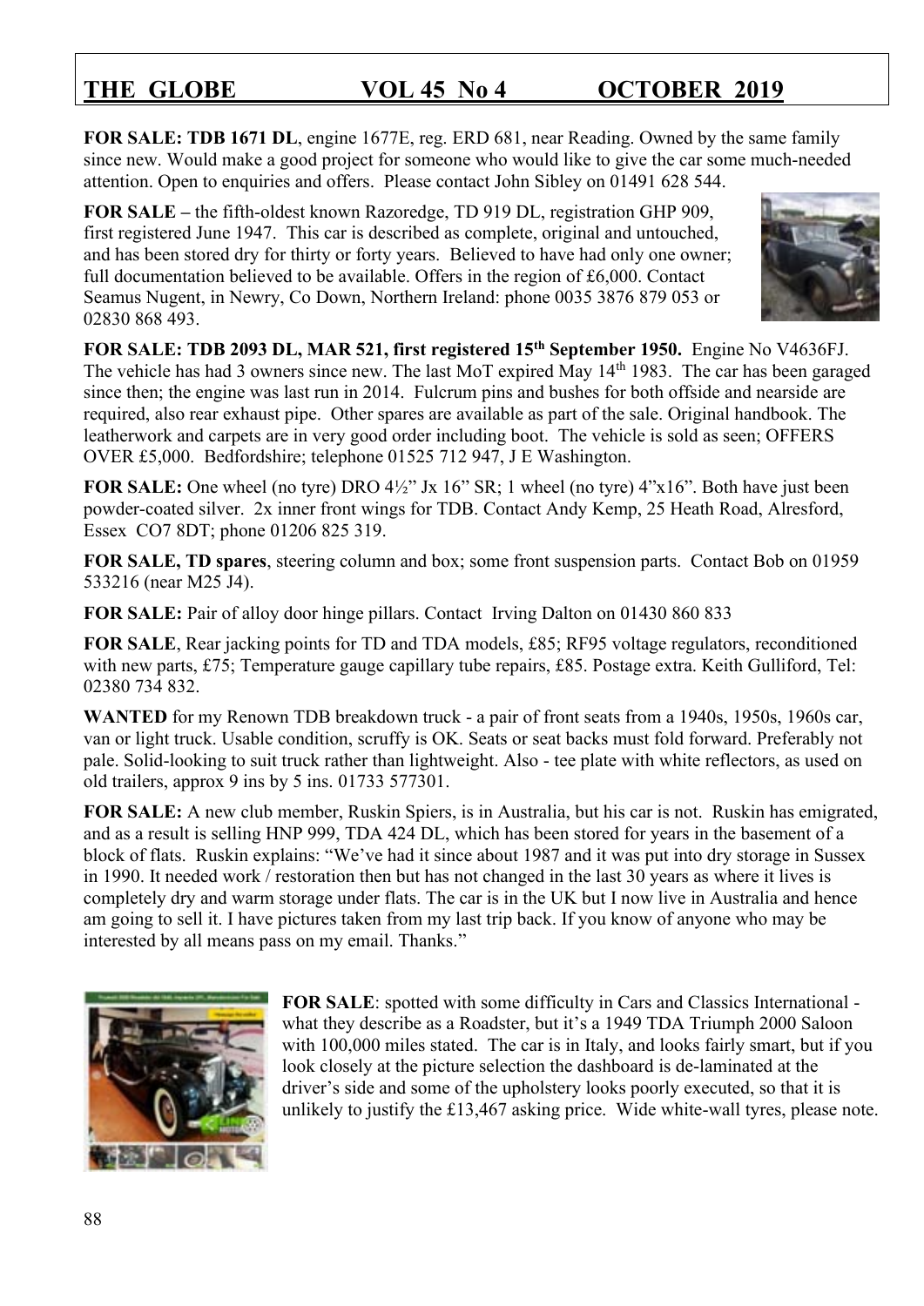**FOR SALE: TDB 1671 DL**, engine 1677E, reg. ERD 681, near Reading. Owned by the same family since new. Would make a good project for someone who would like to give the car some much-needed attention. Open to enquiries and offers. Please contact John Sibley on 01491 628 544.

**FOR SALE –** the fifth-oldest known Razoredge, TD 919 DL, registration GHP 909, first registered June 1947. This car is described as complete, original and untouched, and has been stored dry for thirty or forty years. Believed to have had only one owner; full documentation believed to be available. Offers in the region of £6,000. Contact Seamus Nugent, in Newry, Co Down, Northern Ireland: phone 0035 3876 879 053 or 02830 868 493.

**FOR SALE: TDB 2093 DL, MAR 521, first registered 15th September 1950.** Engine No V4636FJ. The vehicle has had 3 owners since new. The last MoT expired May 14th 1983. The car has been garaged since then; the engine was last run in 2014. Fulcrum pins and bushes for both offside and nearside are required, also rear exhaust pipe. Other spares are available as part of the sale. Original handbook. The leatherwork and carpets are in very good order including boot. The vehicle is sold as seen; OFFERS OVER £5,000. Bedfordshire; telephone 01525 712 947, J E Washington.

**FOR SALE:** One wheel (no tyre) DRO 4½" Jx 16" SR; 1 wheel (no tyre) 4"x16". Both have just been powder-coated silver. 2x inner front wings for TDB. Contact Andy Kemp, 25 Heath Road, Alresford, Essex CO7 8DT; phone 01206 825 319.

**FOR SALE, TD spares**, steering column and box; some front suspension parts. Contact Bob on 01959 533216 (near M25 J4).

**FOR SALE:** Pair of alloy door hinge pillars. Contact Irving Dalton on 01430 860 833

**FOR SALE**, Rear jacking points for TD and TDA models, £85; RF95 voltage regulators, reconditioned with new parts, £75; Temperature gauge capillary tube repairs, £85. Postage extra. Keith Gulliford, Tel: 02380 734 832.

**WANTED** for my Renown TDB breakdown truck - a pair of front seats from a 1940s, 1950s, 1960s car, van or light truck. Usable condition, scruffy is OK. Seats or seat backs must fold forward. Preferably not pale. Solid-looking to suit truck rather than lightweight. Also - tee plate with white reflectors, as used on old trailers, approx 9 ins by 5 ins. 01733 577301.

**FOR SALE:** A new club member, Ruskin Spiers, is in Australia, but his car is not. Ruskin has emigrated, and as a result is selling HNP 999, TDA 424 DL, which has been stored for years in the basement of a block of flats. Ruskin explains: "We've had it since about 1987 and it was put into dry storage in Sussex in 1990. It needed work / restoration then but has not changed in the last 30 years as where it lives is completely dry and warm storage under flats. The car is in the UK but I now live in Australia and hence am going to sell it. I have pictures taken from my last trip back. If you know of anyone who may be interested by all means pass on my email. Thanks."

**FOR SALE**: spotted with some difficulty in Cars and Classics International - what they describe as a Roadster, but it's a 1949 TDA Triumph 2000 Saloon with 100,000 miles stated. The car is in Italy, and looks fairly smart, but if you look closely at the picture selection the dashboard is de-laminated at the driver's side and some of the upholstery looks poorly executed, so that it is unlikely to justify the £13,467 asking price. Wide white-wall tyres, please note.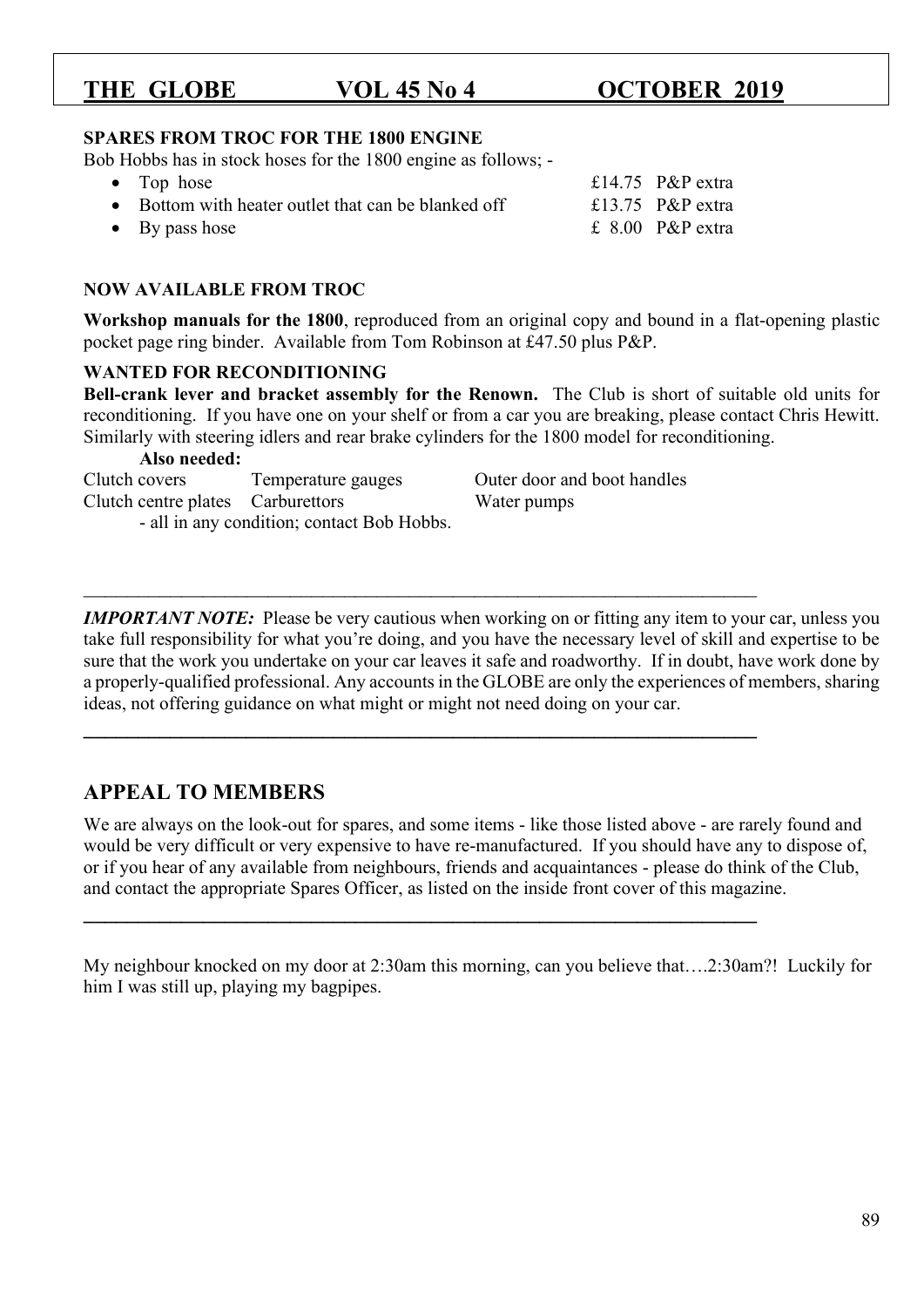**SPARES FROM TROC FOR THE 1800 ENGINE**

Bob Hobbs has in stock hoses for the 1800 engine as follows; -

- Top hose £14.75 P&P extra
- Bottom with heater outlet that can be blanked off £13.75 P&P extra
- By pass hose £ 8.00 P&P extra

**NOW AVAILABLE FROM TROC**

**Workshop manuals for the 1800**, reproduced from an original copy and bound in a flat-opening plastic pocket page ring binder. Available from Tom Robinson at £47.50 plus P&P.

**WANTED FOR RECONDITIONING**

**Bell-crank lever and bracket assembly for the Renown.** The Club is short of suitable old units for reconditioning. If you have one on your shelf or from a car you are breaking, please contact Chris Hewitt. Similarly with steering idlers and rear brake cylinders for the 1800 model for reconditioning.

**Also needed:**

| | | |
|---|---|---|
| Clutch covers | Temperature gauges | Outer door and boot handles |
| Clutch centre plates | Carburettors | Water pumps |

- all in any condition; contact Bob Hobbs.

---

***IMPORTANT NOTE:*** Please be very cautious when working on or fitting any item to your car, unless you take full responsibility for what you're doing, and you have the necessary level of skill and expertise to be sure that the work you undertake on your car leaves it safe and roadworthy. If in doubt, have work done by a properly-qualified professional. Any accounts in the GLOBE are only the experiences of members, sharing ideas, not offering guidance on what might or might not need doing on your car.

---

## APPEAL TO MEMBERS

We are always on the look-out for spares, and some items - like those listed above - are rarely found and would be very difficult or very expensive to have re-manufactured. If you should have any to dispose of, or if you hear of any available from neighbours, friends and acquaintances - please do think of the Club, and contact the appropriate Spares Officer, as listed on the inside front cover of this magazine.

---

My neighbour knocked on my door at 2:30am this morning, can you believe that….2:30am?! Luckily for him I was still up, playing my bagpipes.